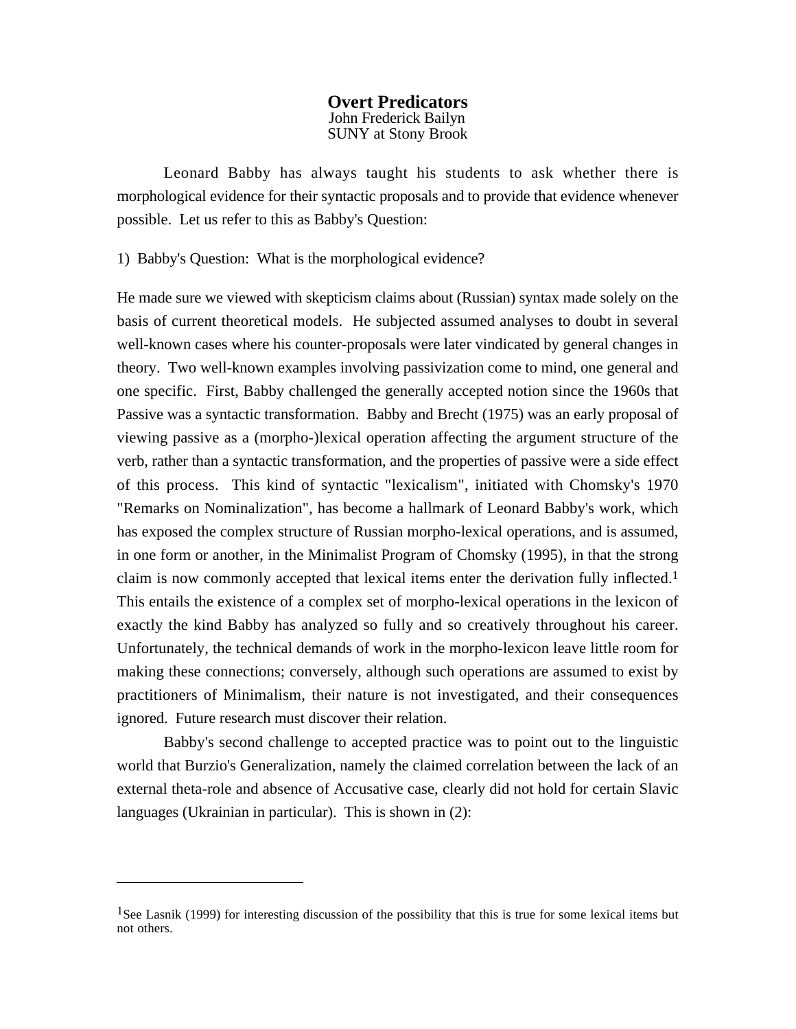# Overt Predicators

John Frederick Bailyn
SUNY at Stony Brook

Leonard Babby has always taught his students to ask whether there is morphological evidence for their syntactic proposals and to provide that evidence whenever possible. Let us refer to this as Babby's Question:

1) Babby's Question: What is the morphological evidence?

He made sure we viewed with skepticism claims about (Russian) syntax made solely on the basis of current theoretical models. He subjected assumed analyses to doubt in several well-known cases where his counter-proposals were later vindicated by general changes in theory. Two well-known examples involving passivization come to mind, one general and one specific. First, Babby challenged the generally accepted notion since the 1960s that Passive was a syntactic transformation. Babby and Brecht (1975) was an early proposal of viewing passive as a (morpho-)lexical operation affecting the argument structure of the verb, rather than a syntactic transformation, and the properties of passive were a side effect of this process. This kind of syntactic "lexicalism", initiated with Chomsky's 1970 "Remarks on Nominalization", has become a hallmark of Leonard Babby's work, which has exposed the complex structure of Russian morpho-lexical operations, and is assumed, in one form or another, in the Minimalist Program of Chomsky (1995), in that the strong claim is now commonly accepted that lexical items enter the derivation fully inflected.[1] This entails the existence of a complex set of morpho-lexical operations in the lexicon of exactly the kind Babby has analyzed so fully and so creatively throughout his career. Unfortunately, the technical demands of work in the morpho-lexicon leave little room for making these connections; conversely, although such operations are assumed to exist by practitioners of Minimalism, their nature is not investigated, and their consequences ignored. Future research must discover their relation.

Babby's second challenge to accepted practice was to point out to the linguistic world that Burzio's Generalization, namely the claimed correlation between the lack of an external theta-role and absence of Accusative case, clearly did not hold for certain Slavic languages (Ukrainian in particular). This is shown in (2):

---

[1] See Lasnik (1999) for interesting discussion of the possibility that this is true for some lexical items but not others.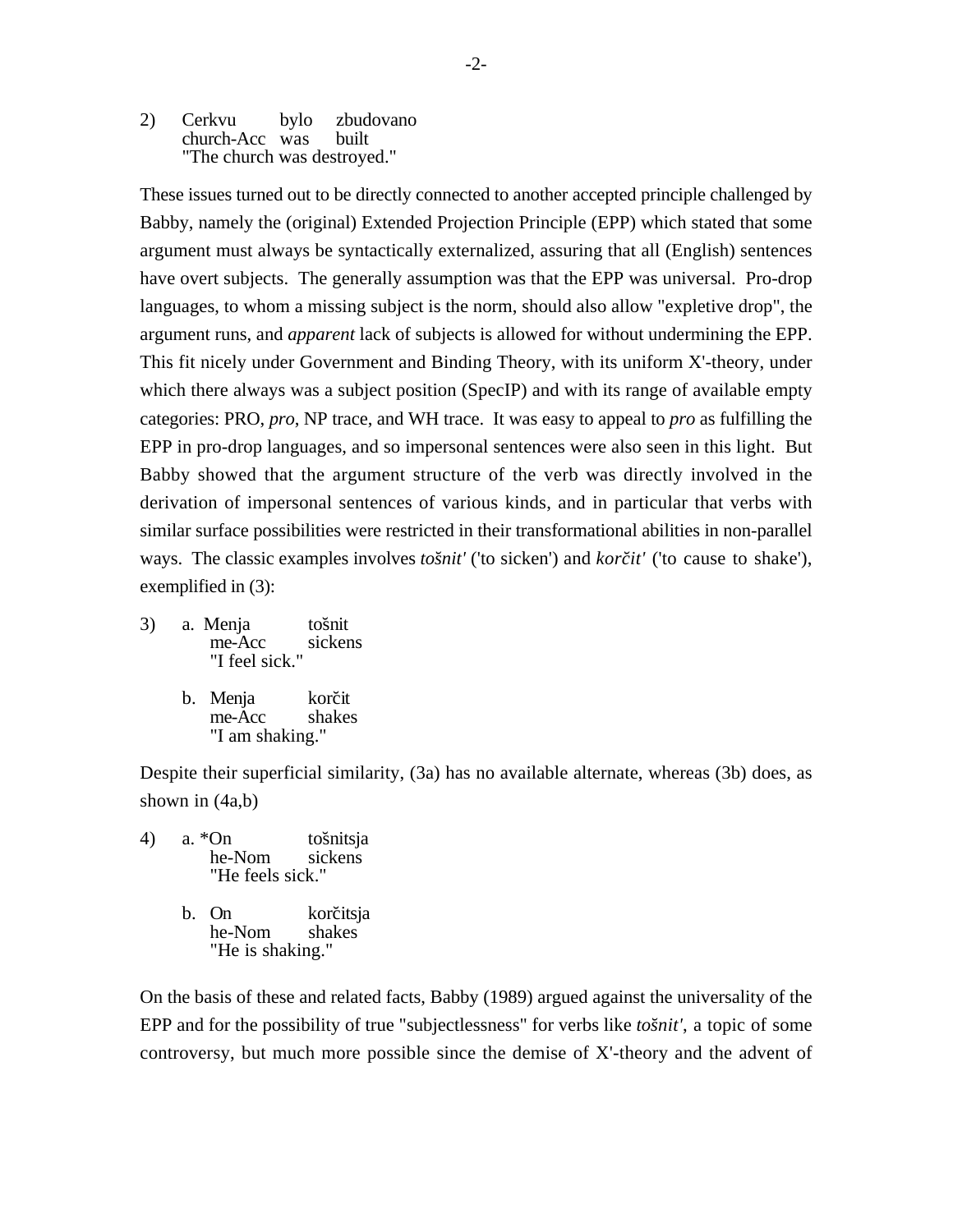2) Cerkvu bylo zbudovano
   church-Acc was built
   "The church was destroyed."

These issues turned out to be directly connected to another accepted principle challenged by Babby, namely the (original) Extended Projection Principle (EPP) which stated that some argument must always be syntactically externalized, assuring that all (English) sentences have overt subjects. The generally assumption was that the EPP was universal. Pro-drop languages, to whom a missing subject is the norm, should also allow "expletive drop", the argument runs, and *apparent* lack of subjects is allowed for without undermining the EPP. This fit nicely under Government and Binding Theory, with its uniform X'-theory, under which there always was a subject position (SpecIP) and with its range of available empty categories: PRO, *pro*, NP trace, and WH trace. It was easy to appeal to *pro* as fulfilling the EPP in pro-drop languages, and so impersonal sentences were also seen in this light. But Babby showed that the argument structure of the verb was directly involved in the derivation of impersonal sentences of various kinds, and in particular that verbs with similar surface possibilities were restricted in their transformational abilities in non-parallel ways. The classic examples involves *tošnit'* ('to sicken') and *korčit'* ('to cause to shake'), exemplified in (3):

3) a. Menja tošnit
      me-Acc sickens
      "I feel sick."

   b. Menja korčit
      me-Acc shakes
      "I am shaking."

Despite their superficial similarity, (3a) has no available alternate, whereas (3b) does, as shown in (4a,b)

4) a. *On tošnitsja
      he-Nom sickens
      "He feels sick."

   b. On korčitsja
      he-Nom shakes
      "He is shaking."

On the basis of these and related facts, Babby (1989) argued against the universality of the EPP and for the possibility of true "subjectlessness" for verbs like *tošnit'*, a topic of some controversy, but much more possible since the demise of X'-theory and the advent of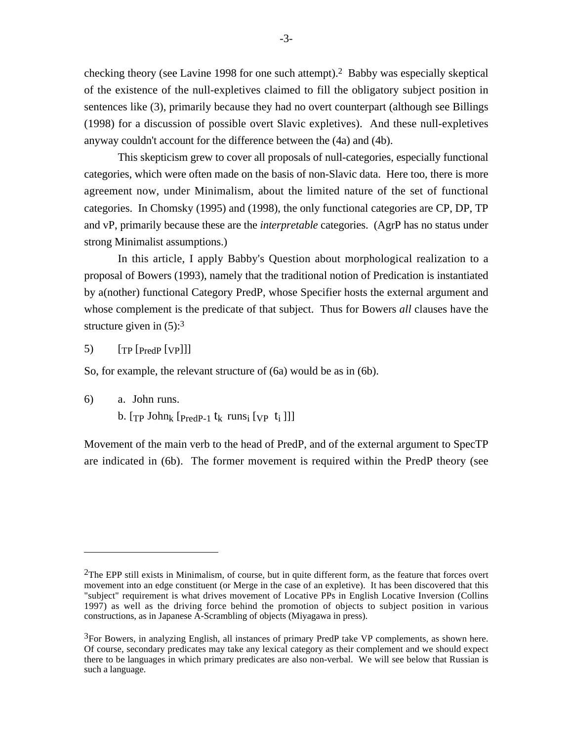checking theory (see Lavine 1998 for one such attempt).[2] Babby was especially skeptical of the existence of the null-expletives claimed to fill the obligatory subject position in sentences like (3), primarily because they had no overt counterpart (although see Billings (1998) for a discussion of possible overt Slavic expletives). And these null-expletives anyway couldn't account for the difference between the (4a) and (4b).

This skepticism grew to cover all proposals of null-categories, especially functional categories, which were often made on the basis of non-Slavic data. Here too, there is more agreement now, under Minimalism, about the limited nature of the set of functional categories. In Chomsky (1995) and (1998), the only functional categories are CP, DP, TP and vP, primarily because these are the *interpretable* categories. (AgrP has no status under strong Minimalist assumptions.)

In this article, I apply Babby's Question about morphological realization to a proposal of Bowers (1993), namely that the traditional notion of Predication is instantiated by a(nother) functional Category PredP, whose Specifier hosts the external argument and whose complement is the predicate of that subject. Thus for Bowers *all* clauses have the structure given in (5):[3]

5) $[_{TP}$ $[_{PredP}$ $[_{VP}]]]$

So, for example, the relevant structure of (6a) would be as in (6b).

6) a. John runs.
   b. $[_{TP}$ John$_k$ $[_{PredP\text{-}1}$ $t_k$ runs$_i$ $[_{VP}$ $t_i$ $]]]$

Movement of the main verb to the head of PredP, and of the external argument to SpecTP are indicated in (6b). The former movement is required within the PredP theory (see

---

[2]The EPP still exists in Minimalism, of course, but in quite different form, as the feature that forces overt movement into an edge constituent (or Merge in the case of an expletive). It has been discovered that this "subject" requirement is what drives movement of Locative PPs in English Locative Inversion (Collins 1997) as well as the driving force behind the promotion of objects to subject position in various constructions, as in Japanese A-Scrambling of objects (Miyagawa in press).

[3]For Bowers, in analyzing English, all instances of primary PredP take VP complements, as shown here. Of course, secondary predicates may take any lexical category as their complement and we should expect there to be languages in which primary predicates are also non-verbal. We will see below that Russian is such a language.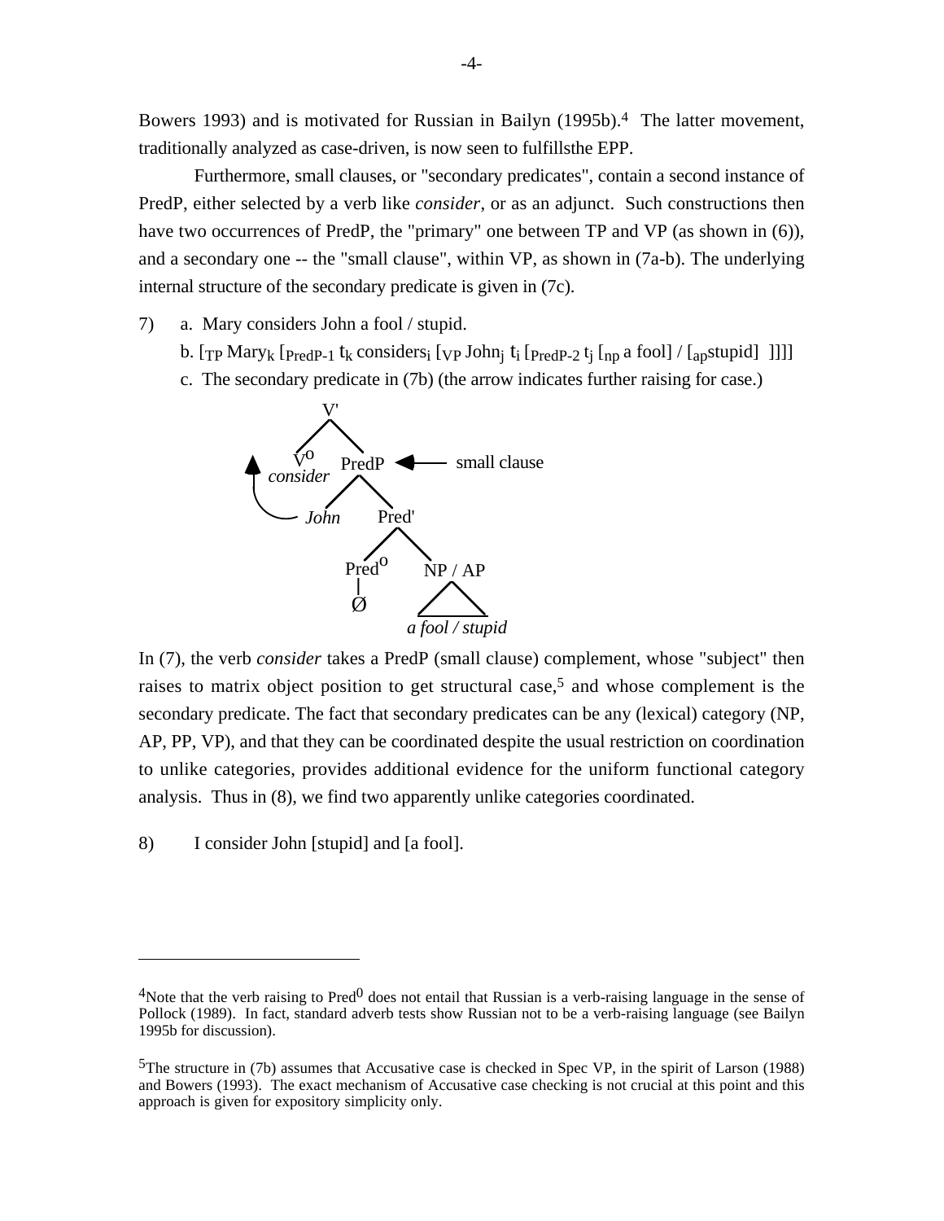Bowers 1993) and is motivated for Russian in Bailyn (1995b).[4] The latter movement, traditionally analyzed as case-driven, is now seen to fulfillsthe EPP.

Furthermore, small clauses, or "secondary predicates", contain a second instance of PredP, either selected by a verb like *consider*, or as an adjunct. Such constructions then have two occurrences of PredP, the "primary" one between TP and VP (as shown in (6)), and a secondary one -- the "small clause", within VP, as shown in (7a-b). The underlying internal structure of the secondary predicate is given in (7c).

7) a. Mary considers John a fool / stupid.

b. [$_{TP}$ Mary$_k$ [$_{PredP\text{-}1}$ $t_k$ considers$_i$ [$_{VP}$ John$_j$ $t_i$ [$_{PredP\text{-}2}$ $t_j$ [$_{np}$ a fool] / [$_{ap}$stupid] ]]]]

c. The secondary predicate in (7b) (the arrow indicates further raising for case.)

```
            V'
           /  \
         Vo    PredP  <——  small clause
      consider  /   \
   ^          John   Pred'
   |__________/     /     \
                 Predo    NP / AP
                   |        /\
                   Ø   a fool / stupid
```

In (7), the verb *consider* takes a PredP (small clause) complement, whose "subject" then raises to matrix object position to get structural case,[5] and whose complement is the secondary predicate. The fact that secondary predicates can be any (lexical) category (NP, AP, PP, VP), and that they can be coordinated despite the usual restriction on coordination to unlike categories, provides additional evidence for the uniform functional category analysis. Thus in (8), we find two apparently unlike categories coordinated.

8) I consider John [stupid] and [a fool].

---

[4]Note that the verb raising to Pred$^0$ does not entail that Russian is a verb-raising language in the sense of Pollock (1989). In fact, standard adverb tests show Russian not to be a verb-raising language (see Bailyn 1995b for discussion).

[5]The structure in (7b) assumes that Accusative case is checked in Spec VP, in the spirit of Larson (1988) and Bowers (1993). The exact mechanism of Accusative case checking is not crucial at this point and this approach is given for expository simplicity only.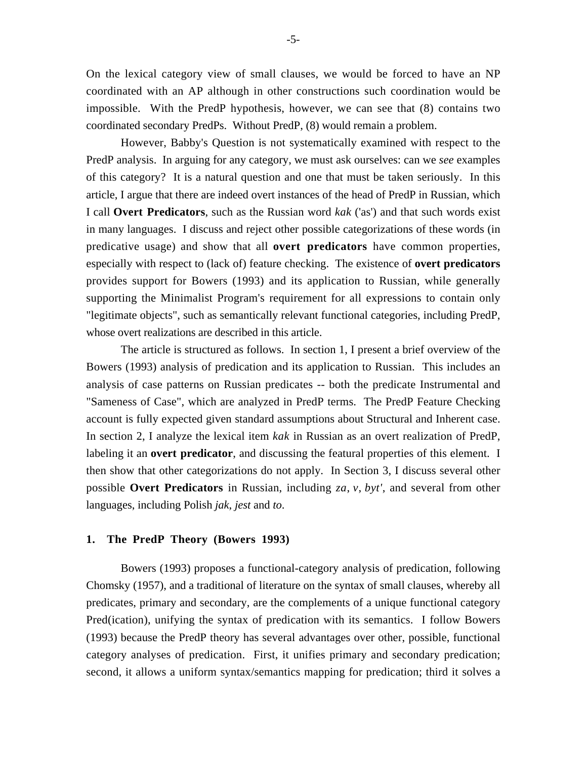On the lexical category view of small clauses, we would be forced to have an NP coordinated with an AP although in other constructions such coordination would be impossible. With the PredP hypothesis, however, we can see that (8) contains two coordinated secondary PredPs. Without PredP, (8) would remain a problem.

However, Babby's Question is not systematically examined with respect to the PredP analysis. In arguing for any category, we must ask ourselves: can we *see* examples of this category? It is a natural question and one that must be taken seriously. In this article, I argue that there are indeed overt instances of the head of PredP in Russian, which I call **Overt Predicators**, such as the Russian word *kak* ('as') and that such words exist in many languages. I discuss and reject other possible categorizations of these words (in predicative usage) and show that all **overt predicators** have common properties, especially with respect to (lack of) feature checking. The existence of **overt predicators** provides support for Bowers (1993) and its application to Russian, while generally supporting the Minimalist Program's requirement for all expressions to contain only "legitimate objects", such as semantically relevant functional categories, including PredP, whose overt realizations are described in this article.

The article is structured as follows. In section 1, I present a brief overview of the Bowers (1993) analysis of predication and its application to Russian. This includes an analysis of case patterns on Russian predicates -- both the predicate Instrumental and "Sameness of Case", which are analyzed in PredP terms. The PredP Feature Checking account is fully expected given standard assumptions about Structural and Inherent case. In section 2, I analyze the lexical item *kak* in Russian as an overt realization of PredP, labeling it an **overt predicator**, and discussing the featural properties of this element. I then show that other categorizations do not apply. In Section 3, I discuss several other possible **Overt Predicators** in Russian, including *za*, *v*, *byt'*, and several from other languages, including Polish *jak*, *jest* and *to*.

## 1. The PredP Theory (Bowers 1993)

Bowers (1993) proposes a functional-category analysis of predication, following Chomsky (1957), and a traditional of literature on the syntax of small clauses, whereby all predicates, primary and secondary, are the complements of a unique functional category Pred(ication), unifying the syntax of predication with its semantics. I follow Bowers (1993) because the PredP theory has several advantages over other, possible, functional category analyses of predication. First, it unifies primary and secondary predication; second, it allows a uniform syntax/semantics mapping for predication; third it solves a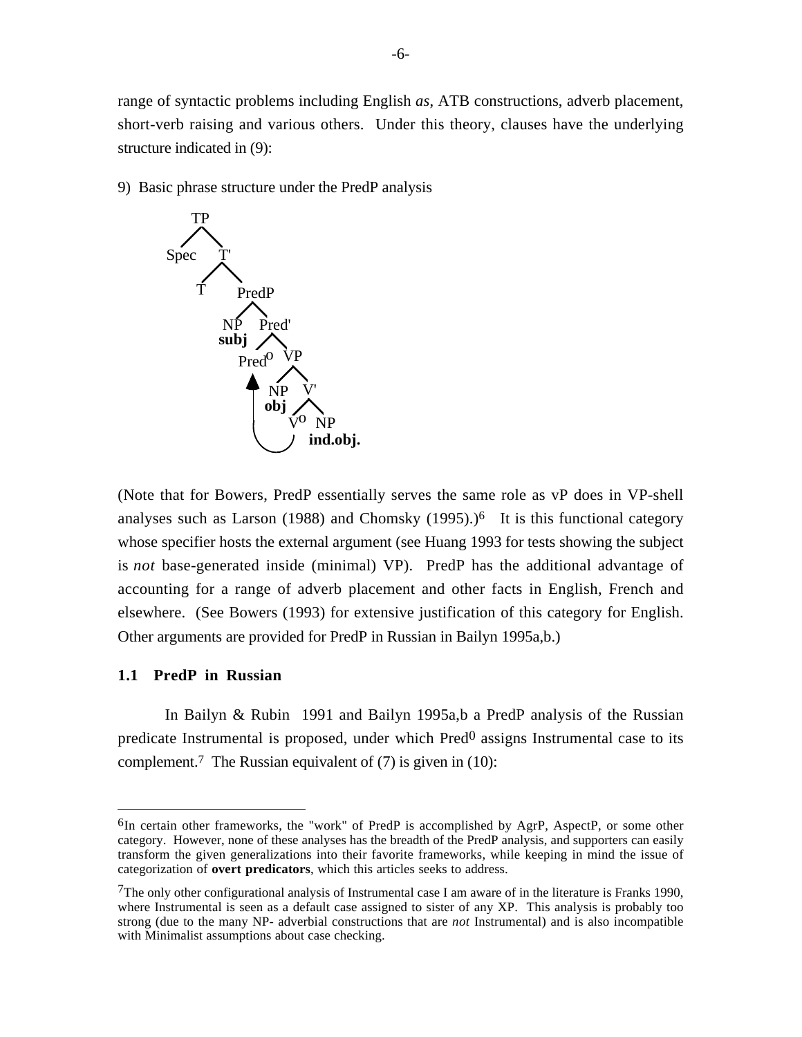range of syntactic problems including English *as*, ATB constructions, adverb placement, short-verb raising and various others. Under this theory, clauses have the underlying structure indicated in (9):

9) Basic phrase structure under the PredP analysis

```
TP
├── Spec
└── T'
    ├── T
    └── PredP
        ├── NP (subj)
        └── Pred'
            ├── Pred°  ◄──────┐
            └── VP            │
                ├── NP (obj)  │
                └── V'        │
                    ├── V° ───┘
                    └── NP (ind.obj.)
```

(Note that for Bowers, PredP essentially serves the same role as vP does in VP-shell analyses such as Larson (1988) and Chomsky (1995).)[6] It is this functional category whose specifier hosts the external argument (see Huang 1993 for tests showing the subject is *not* base-generated inside (minimal) VP). PredP has the additional advantage of accounting for a range of adverb placement and other facts in English, French and elsewhere. (See Bowers (1993) for extensive justification of this category for English. Other arguments are provided for PredP in Russian in Bailyn 1995a,b.)

### 1.1 PredP in Russian

In Bailyn & Rubin 1991 and Bailyn 1995a,b a PredP analysis of the Russian predicate Instrumental is proposed, under which $Pred^0$ assigns Instrumental case to its complement.[7] The Russian equivalent of (7) is given in (10):

---

[6] In certain other frameworks, the "work" of PredP is accomplished by AgrP, AspectP, or some other category. However, none of these analyses has the breadth of the PredP analysis, and supporters can easily transform the given generalizations into their favorite frameworks, while keeping in mind the issue of categorization of **overt predicators**, which this articles seeks to address.

[7] The only other configurational analysis of Instrumental case I am aware of in the literature is Franks 1990, where Instrumental is seen as a default case assigned to sister of any XP. This analysis is probably too strong (due to the many NP- adverbial constructions that are *not* Instrumental) and is also incompatible with Minimalist assumptions about case checking.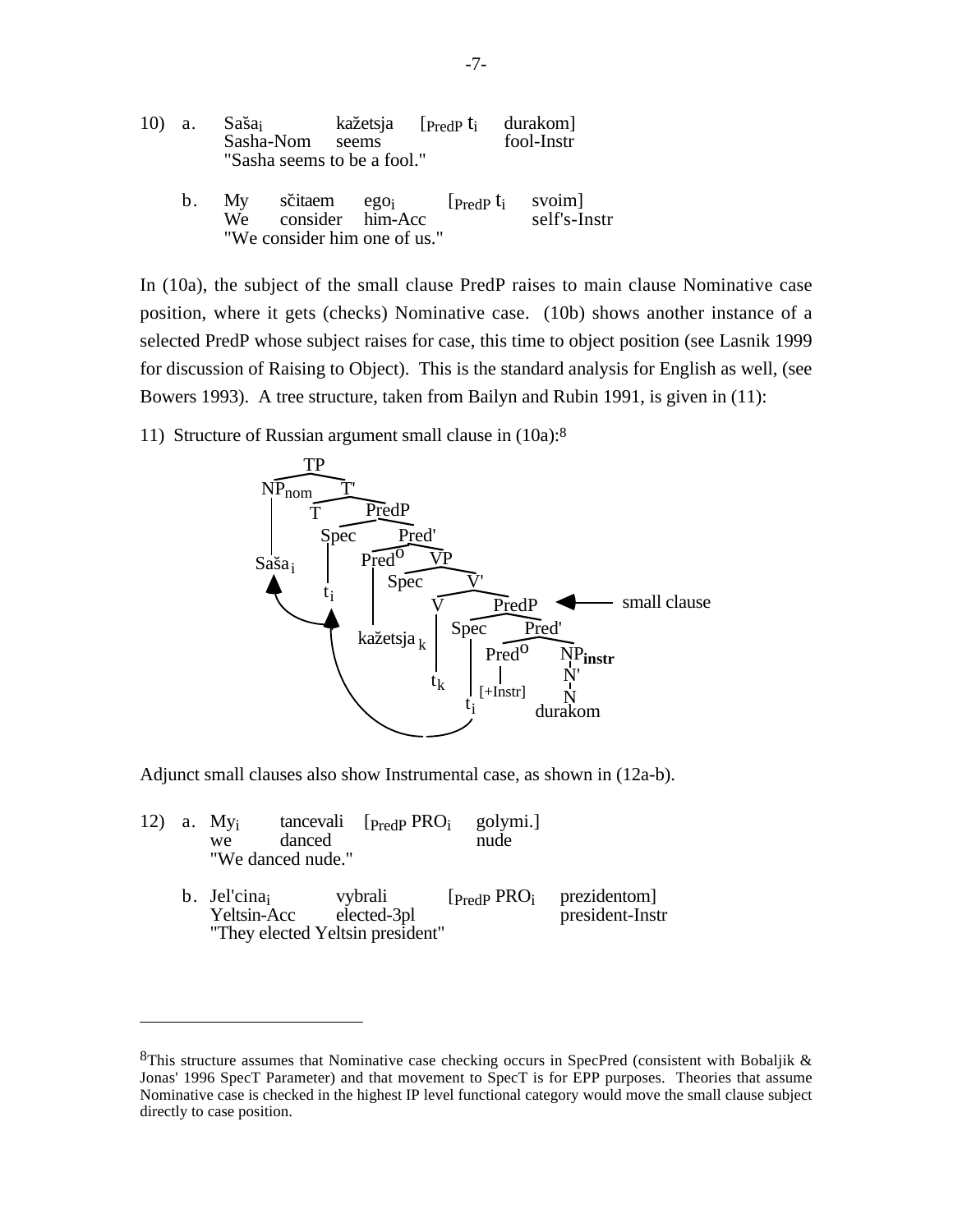10) a. Sašaᵢ kažetsja [PredP tᵢ durakom]
Sasha-Nom seems fool-Instr
"Sasha seems to be a fool."

b. My sčitaem egoᵢ [PredP tᵢ svoim]
We consider him-Acc self's-Instr
"We consider him one of us."

In (10a), the subject of the small clause PredP raises to main clause Nominative case position, where it gets (checks) Nominative case. (10b) shows another instance of a selected PredP whose subject raises for case, this time to object position (see Lasnik 1999 for discussion of Raising to Object). This is the standard analysis for English as well, (see Bowers 1993). A tree structure, taken from Bailyn and Rubin 1991, is given in (11):

11) Structure of Russian argument small clause in (10a):[8]

```
[TP [NP_nom Saša_i] [T' T [PredP [Spec t_i] [Pred' Pred° kažetsja_k [VP Spec [V' [V t_k] [PredP [Spec t_i] [Pred' [Pred° [+Instr]] [NP_instr [N' [N durakom]]]]]]]]]]]
```
(arrows: t_i in lower Spec,PredP → Spec,PredP → NP_nom Saša_i; lower PredP labeled "small clause")

Adjunct small clauses also show Instrumental case, as shown in (12a-b).

12) a. Myᵢ tancevali [PredP PROᵢ golymi.]
we danced nude
"We danced nude."

b. Jel'cinaᵢ vybrali [PredP PROᵢ prezidentom]
Yeltsin-Acc elected-3pl president-Instr
"They elected Yeltsin president"

---

[8] This structure assumes that Nominative case checking occurs in SpecPred (consistent with Bobaljik & Jonas' 1996 SpecT Parameter) and that movement to SpecT is for EPP purposes. Theories that assume Nominative case is checked in the highest IP level functional category would move the small clause subject directly to case position.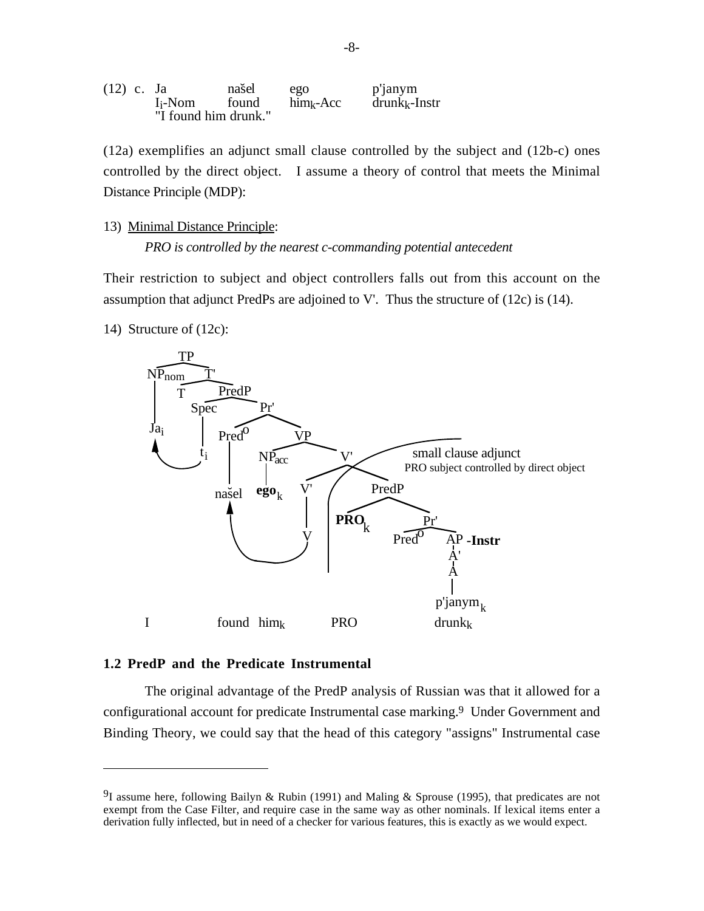(12) c. Ja $\quad$ našel $\quad$ ego $\quad$ p'janym
$\quad$ $I_i$-Nom $\quad$ found $\quad$ $him_k$-Acc $\quad$ $drunk_k$-Instr
$\quad$ "I found him drunk."

(12a) exemplifies an adjunct small clause controlled by the subject and (12b-c) ones controlled by the direct object. I assume a theory of control that meets the Minimal Distance Principle (MDP):

13) Minimal Distance Principle:

*PRO is controlled by the nearest c-commanding potential antecedent*

Their restriction to subject and object controllers falls out from this account on the assumption that adjunct PredPs are adjoined to V'. Thus the structure of (12c) is (14).

14) Structure of (12c):

```
TP
├── NPnom
│   └── Ja_i
└── T'
    ├── T
    └── PredP
        ├── Spec
        │   └── t_i
        └── Pr'
            ├── Pred°
            │   └── našel
            └── VP
                ├── NPacc
                │   └── ego_k
                └── V'
                    ├── V'
                    │   └── V
                    └── PredP      [small clause adjunct;
                        │           PRO subject controlled by direct object]
                        ├── PRO_k
                        └── Pr'
                            ├── Pred°
                            └── AP  -Instr
                                └── A'
                                    └── A
                                        └── p'janym_k
```

(movement: V raises to Pred°; Ja_i raises from Spec of PredP to the NPnom position)

I $\quad$ found $\quad$ $him_k$ $\quad$ PRO $\quad$ $drunk_k$

### 1.2 PredP and the Predicate Instrumental

The original advantage of the PredP analysis of Russian was that it allowed for a configurational account for predicate Instrumental case marking.[9] Under Government and Binding Theory, we could say that the head of this category "assigns" Instrumental case

---

[9] I assume here, following Bailyn & Rubin (1991) and Maling & Sprouse (1995), that predicates are not exempt from the Case Filter, and require case in the same way as other nominals. If lexical items enter a derivation fully inflected, but in need of a checker for various features, this is exactly as we would expect.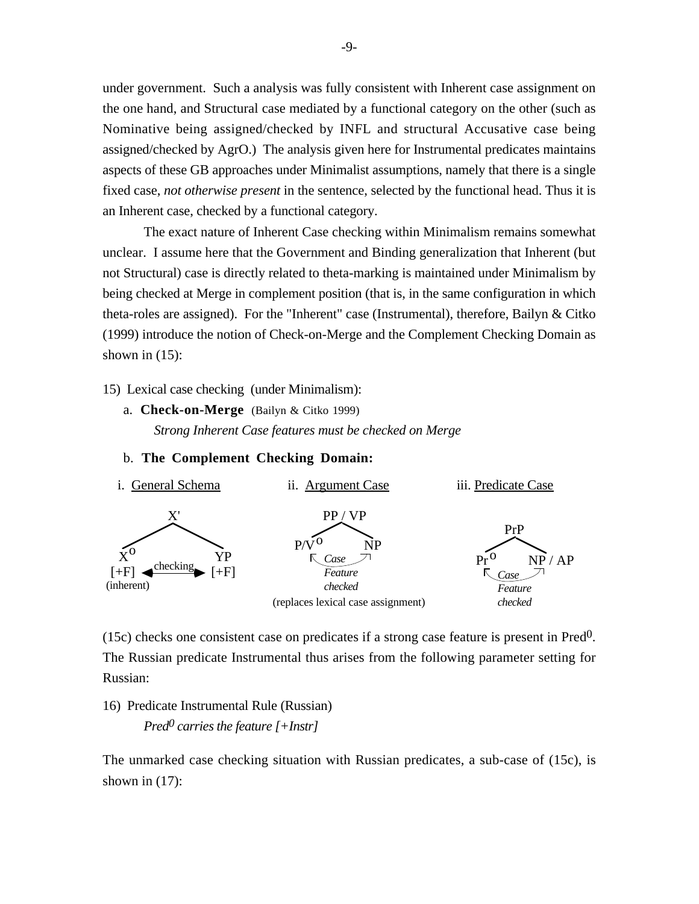under government. Such a analysis was fully consistent with Inherent case assignment on the one hand, and Structural case mediated by a functional category on the other (such as Nominative being assigned/checked by INFL and structural Accusative case being assigned/checked by AgrO.) The analysis given here for Instrumental predicates maintains aspects of these GB approaches under Minimalist assumptions, namely that there is a single fixed case, *not otherwise present* in the sentence, selected by the functional head. Thus it is an Inherent case, checked by a functional category.

The exact nature of Inherent Case checking within Minimalism remains somewhat unclear. I assume here that the Government and Binding generalization that Inherent (but not Structural) case is directly related to theta-marking is maintained under Minimalism by being checked at Merge in complement position (that is, in the same configuration in which theta-roles are assigned). For the "Inherent" case (Instrumental), therefore, Bailyn & Citko (1999) introduce the notion of Check-on-Merge and the Complement Checking Domain as shown in (15):

15) Lexical case checking (under Minimalism):

a. **Check-on-Merge** (Bailyn & Citko 1999)

*Strong Inherent Case features must be checked on Merge*

b. **The Complement Checking Domain:**

i. General Schema — ii. Argument Case — iii. Predicate Case

```
i. General Schema           ii. Argument Case              iii. Predicate Case

       X'                        PP / VP                          PrP
      /  \                       /     \                         /    \
    Xº    YP                  P/Vº      NP                     Prº    NP / AP
   [+F] <-checking-> [+F]        Case Feature checked          Case Feature checked
 (inherent)               (replaces lexical case assignment)
```

(15c) checks one consistent case on predicates if a strong case feature is present in $Pred^0$. The Russian predicate Instrumental thus arises from the following parameter setting for Russian:

16) Predicate Instrumental Rule (Russian)

*$Pred^0$ carries the feature [+Instr]*

The unmarked case checking situation with Russian predicates, a sub-case of (15c), is shown in (17):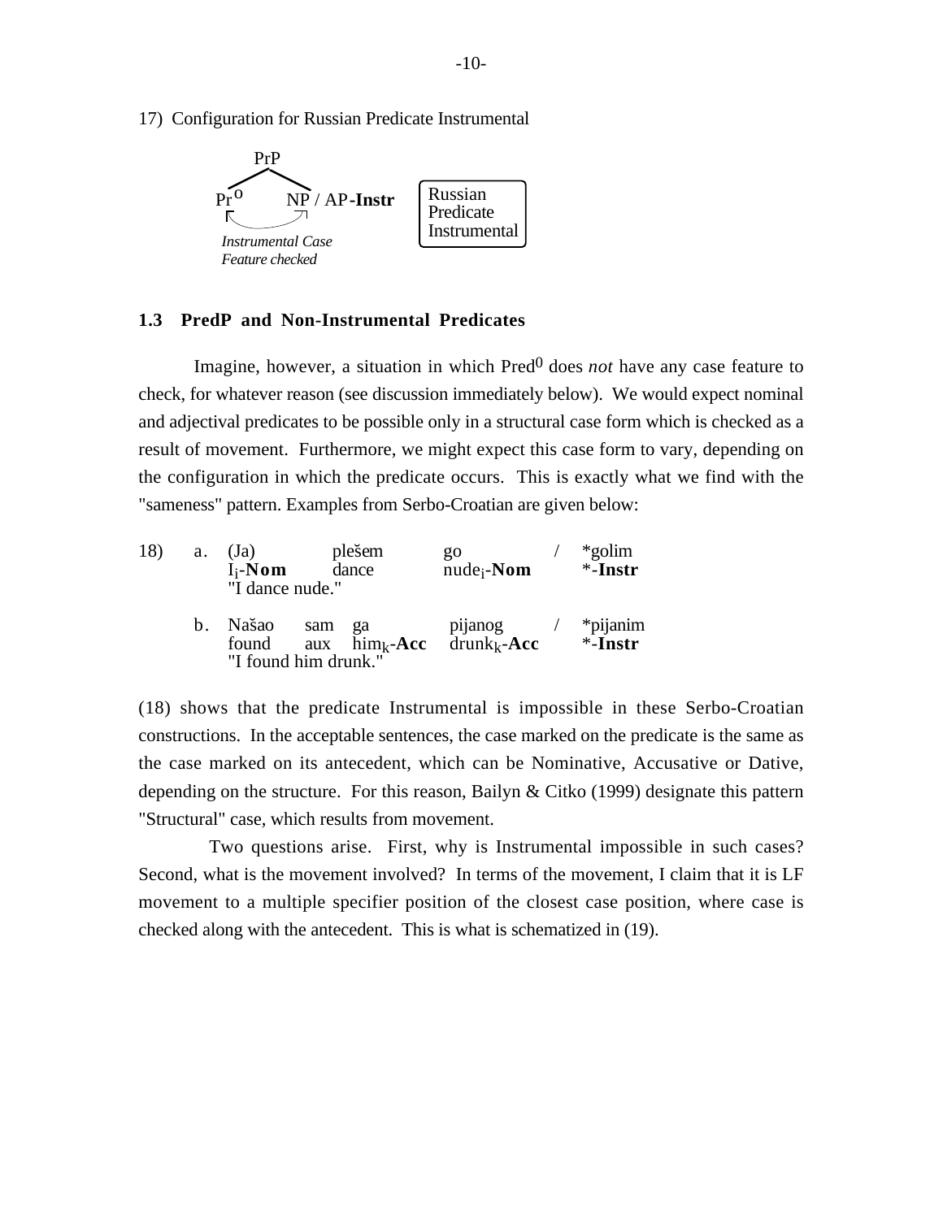17) Configuration for Russian Predicate Instrumental

```
        PrP
       /   \
    Pr°     NP / AP-Instr        | Russian       |
    |_______|                    | Predicate     |
                                 | Instrumental  |
  Instrumental Case
  Feature checked
```

### 1.3 PredP and Non-Instrumental Predicates

Imagine, however, a situation in which $Pred^0$ does *not* have any case feature to check, for whatever reason (see discussion immediately below). We would expect nominal and adjectival predicates to be possible only in a structural case form which is checked as a result of movement. Furthermore, we might expect this case form to vary, depending on the configuration in which the predicate occurs. This is exactly what we find with the "sameness" pattern. Examples from Serbo-Croatian are given below:

18) a. (Ja) plešem go / *golim
&nbsp;&nbsp;&nbsp;&nbsp;&nbsp;&nbsp;&nbsp;$I_i$-**Nom** dance $nude_i$-**Nom** *-**Instr**
&nbsp;&nbsp;&nbsp;&nbsp;&nbsp;&nbsp;&nbsp;"I dance nude."

&nbsp;&nbsp;&nbsp;&nbsp;b. Našao sam ga pijanog / *pijanim
&nbsp;&nbsp;&nbsp;&nbsp;&nbsp;&nbsp;&nbsp;found aux $him_k$-**Acc** $drunk_k$-**Acc** *-**Instr**
&nbsp;&nbsp;&nbsp;&nbsp;&nbsp;&nbsp;&nbsp;"I found him drunk."

(18) shows that the predicate Instrumental is impossible in these Serbo-Croatian constructions. In the acceptable sentences, the case marked on the predicate is the same as the case marked on its antecedent, which can be Nominative, Accusative or Dative, depending on the structure. For this reason, Bailyn & Citko (1999) designate this pattern "Structural" case, which results from movement.

Two questions arise. First, why is Instrumental impossible in such cases? Second, what is the movement involved? In terms of the movement, I claim that it is LF movement to a multiple specifier position of the closest case position, where case is checked along with the antecedent. This is what is schematized in (19).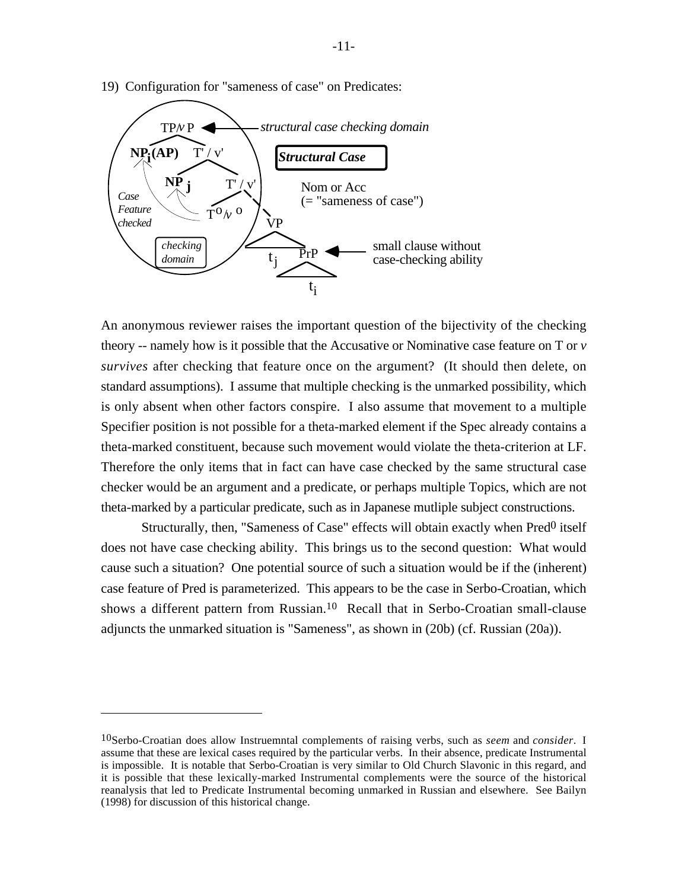19) Configuration for "sameness of case" on Predicates:

```
                TP/vP  <──── structural case checking domain
               /     \
        NPi(AP)      T' / v'                 Structural Case
                    /      \
                 NPj        T' / v'          Nom or Acc
                           /      \          (= "sameness of case")
   Case              T°/v°         VP
   Feature                        /  \
   checked                      tj    PrP  <──── small clause without
                                      /  \        case-checking ability
   checking domain                      ti
```

An anonymous reviewer raises the important question of the bijectivity of the checking theory -- namely how is it possible that the Accusative or Nominative case feature on T or *v* *survives* after checking that feature once on the argument? (It should then delete, on standard assumptions). I assume that multiple checking is the unmarked possibility, which is only absent when other factors conspire. I also assume that movement to a multiple Specifier position is not possible for a theta-marked element if the Spec already contains a theta-marked constituent, because such movement would violate the theta-criterion at LF. Therefore the only items that in fact can have case checked by the same structural case checker would be an argument and a predicate, or perhaps multiple Topics, which are not theta-marked by a particular predicate, such as in Japanese mutliple subject constructions.

Structurally, then, "Sameness of Case" effects will obtain exactly when $Pred^0$ itself does not have case checking ability. This brings us to the second question: What would cause such a situation? One potential source of such a situation would be if the (inherent) case feature of Pred is parameterized. This appears to be the case in Serbo-Croatian, which shows a different pattern from Russian.[10] Recall that in Serbo-Croatian small-clause adjuncts the unmarked situation is "Sameness", as shown in (20b) (cf. Russian (20a)).

---

[10] Serbo-Croatian does allow Instruemntal complements of raising verbs, such as *seem* and *consider*. I assume that these are lexical cases required by the particular verbs. In their absence, predicate Instrumental is impossible. It is notable that Serbo-Croatian is very similar to Old Church Slavonic in this regard, and it is possible that these lexically-marked Instrumental complements were the source of the historical reanalysis that led to Predicate Instrumental becoming unmarked in Russian and elsewhere. See Bailyn (1998) for discussion of this historical change.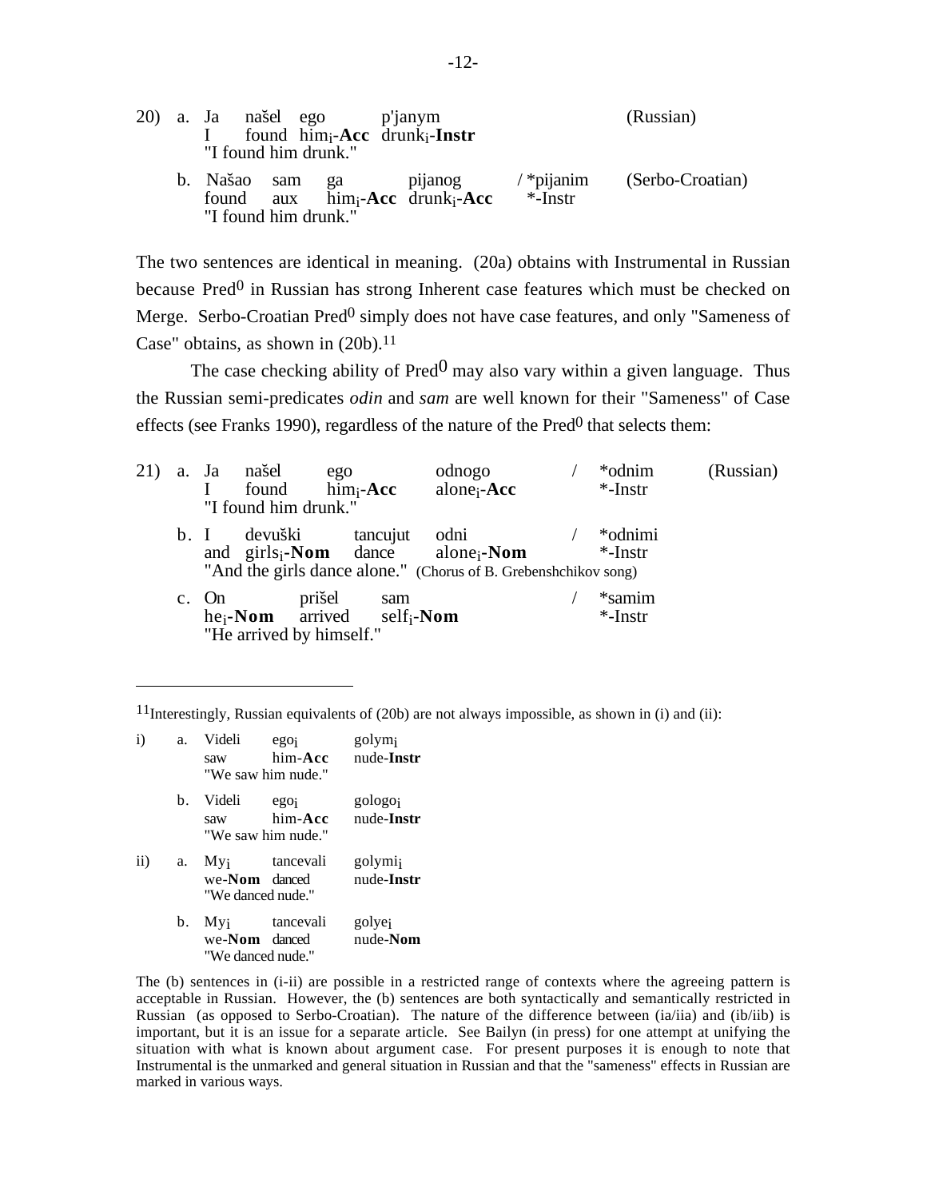20) a. Ja našel ego p'janym (Russian)
   I found him$_i$-**Acc** drunk$_i$-**Instr**
   "I found him drunk."

   b. Našao sam ga pijanog / *pijanim (Serbo-Croatian)
   found aux him$_i$-**Acc** drunk$_i$-**Acc** *-Instr
   "I found him drunk."

The two sentences are identical in meaning. (20a) obtains with Instrumental in Russian because Pred$^0$ in Russian has strong Inherent case features which must be checked on Merge. Serbo-Croatian Pred$^0$ simply does not have case features, and only "Sameness of Case" obtains, as shown in (20b).[11]

The case checking ability of Pred$^0$ may also vary within a given language. Thus the Russian semi-predicates *odin* and *sam* are well known for their "Sameness" of Case effects (see Franks 1990), regardless of the nature of the Pred$^0$ that selects them:

21) a. Ja našel ego odnogo / *odnim (Russian)
   I found him$_i$-**Acc** alone$_i$-**Acc** *-Instr
   "I found him drunk."

   b. I devuški tancujut odni / *odnimi
   and girls$_i$-**Nom** dance alone$_i$-**Nom** *-Instr
   "And the girls dance alone." (Chorus of B. Grebenshchikov song)

   c. On prišel sam / *samim
   he$_i$-**Nom** arrived self$_i$-**Nom** *-Instr
   "He arrived by himself."

---

[11]Interestingly, Russian equivalents of (20b) are not always impossible, as shown in (i) and (ii):

i) a. Videli ego$_i$ golym$_i$
   saw him-**Acc** nude-**Instr**
   "We saw him nude."

   b. Videli ego$_i$ gologo$_i$
   saw him-**Acc** nude-**Instr**
   "We saw him nude."

ii) a. My$_i$ tancevali golymi$_i$
   we-**Nom** danced nude-**Instr**
   "We danced nude."

   b. My$_i$ tancevali golye$_i$
   we-**Nom** danced nude-**Nom**
   "We danced nude."

The (b) sentences in (i-ii) are possible in a restricted range of contexts where the agreeing pattern is acceptable in Russian. However, the (b) sentences are both syntactically and semantically restricted in Russian (as opposed to Serbo-Croatian). The nature of the difference between (ia/iia) and (ib/iib) is important, but it is an issue for a separate article. See Bailyn (in press) for one attempt at unifying the situation with what is known about argument case. For present purposes it is enough to note that Instrumental is the unmarked and general situation in Russian and that the "sameness" effects in Russian are marked in various ways.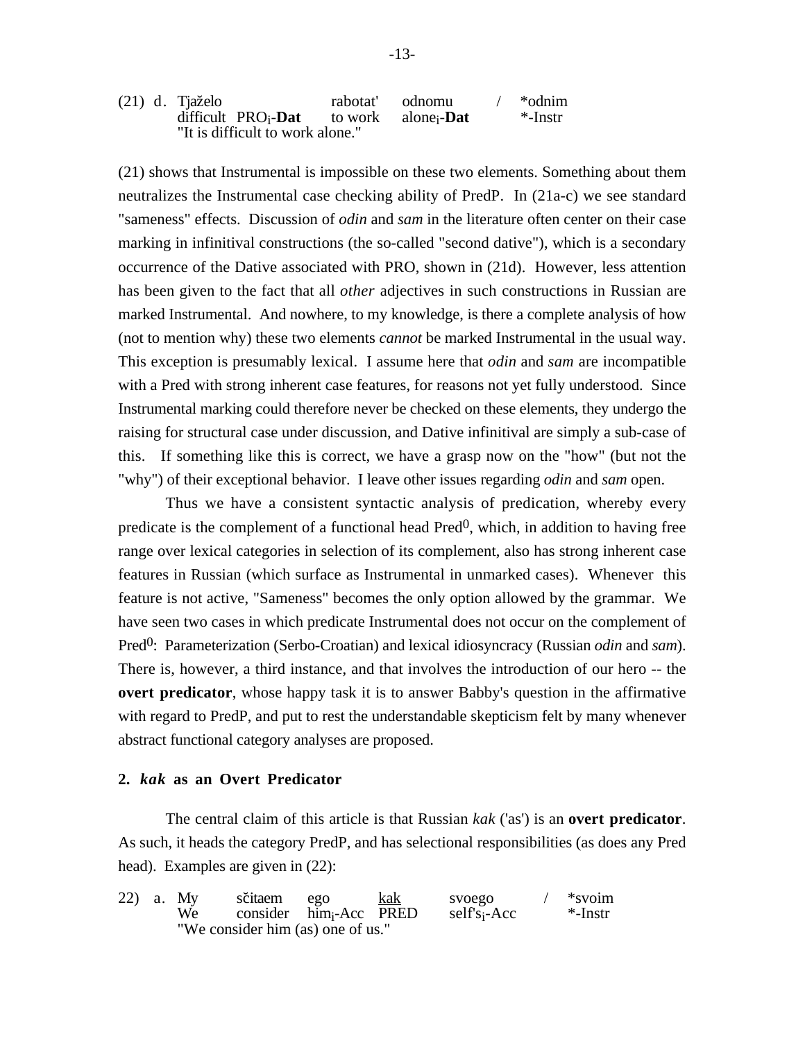(21) d. Tjaželo rabotat' odnomu / *odnim
difficult PRO$_i$-**Dat** to work alone$_i$-**Dat** *-Instr
"It is difficult to work alone."

(21) shows that Instrumental is impossible on these two elements. Something about them neutralizes the Instrumental case checking ability of PredP. In (21a-c) we see standard "sameness" effects. Discussion of *odin* and *sam* in the literature often center on their case marking in infinitival constructions (the so-called "second dative"), which is a secondary occurrence of the Dative associated with PRO, shown in (21d). However, less attention has been given to the fact that all *other* adjectives in such constructions in Russian are marked Instrumental. And nowhere, to my knowledge, is there a complete analysis of how (not to mention why) these two elements *cannot* be marked Instrumental in the usual way. This exception is presumably lexical. I assume here that *odin* and *sam* are incompatible with a Pred with strong inherent case features, for reasons not yet fully understood. Since Instrumental marking could therefore never be checked on these elements, they undergo the raising for structural case under discussion, and Dative infinitival are simply a sub-case of this. If something like this is correct, we have a grasp now on the "how" (but not the "why") of their exceptional behavior. I leave other issues regarding *odin* and *sam* open.

Thus we have a consistent syntactic analysis of predication, whereby every predicate is the complement of a functional head Pred$^0$, which, in addition to having free range over lexical categories in selection of its complement, also has strong inherent case features in Russian (which surface as Instrumental in unmarked cases). Whenever this feature is not active, "Sameness" becomes the only option allowed by the grammar. We have seen two cases in which predicate Instrumental does not occur on the complement of Pred$^0$: Parameterization (Serbo-Croatian) and lexical idiosyncracy (Russian *odin* and *sam*). There is, however, a third instance, and that involves the introduction of our hero -- the **overt predicator**, whose happy task it is to answer Babby's question in the affirmative with regard to PredP, and put to rest the understandable skepticism felt by many whenever abstract functional category analyses are proposed.

## 2. *kak* as an Overt Predicator

The central claim of this article is that Russian *kak* ('as') is an **overt predicator**. As such, it heads the category PredP, and has selectional responsibilities (as does any Pred head). Examples are given in (22):

22) a. My sčitaem ego <u>kak</u> svoego / *svoim
We consider him$_i$-Acc PRED self's$_i$-Acc *-Instr
"We consider him (as) one of us."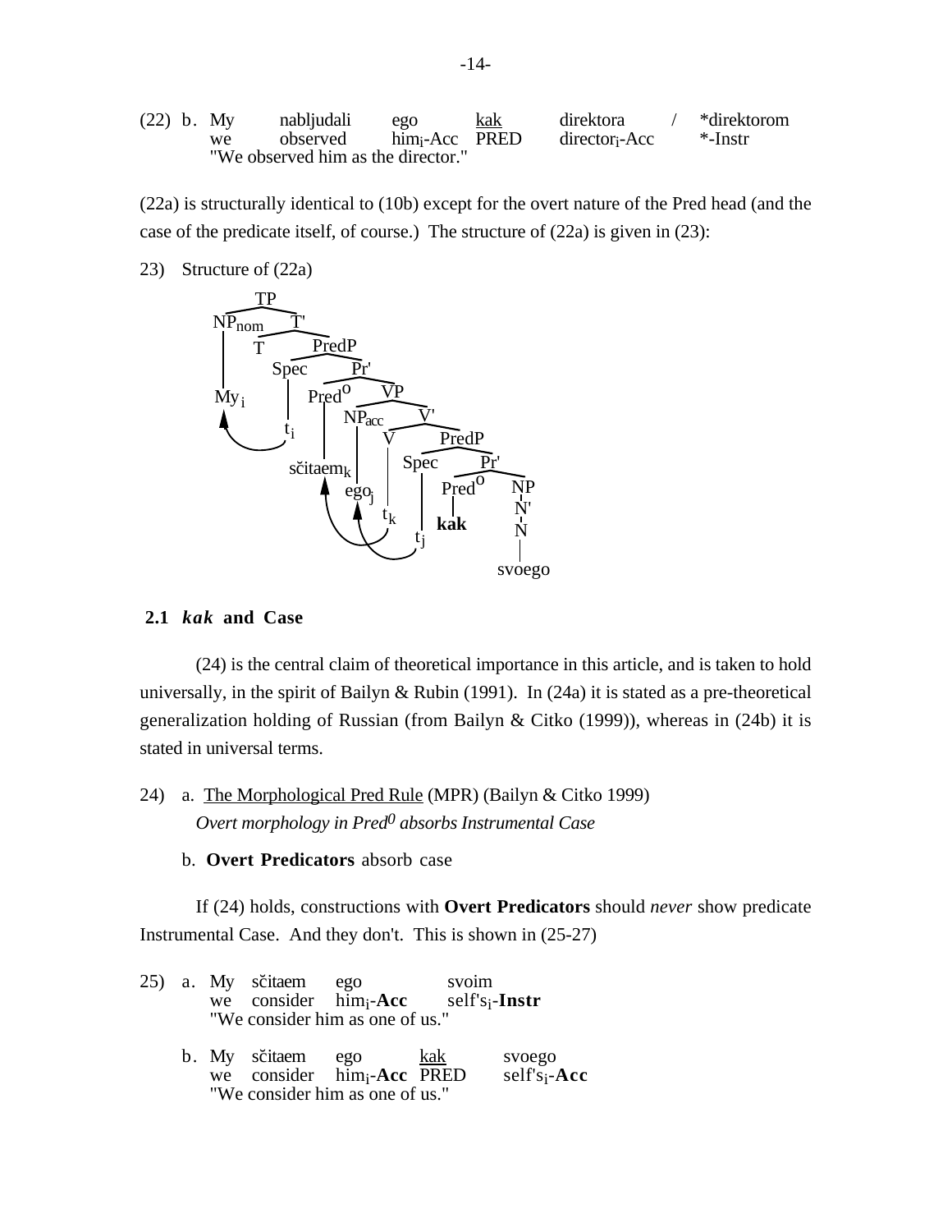(22) b. My nabljudali ego <u>kak</u> direktora / *direktorom
we observed him$_i$-Acc PRED director$_i$-Acc *-Instr
"We observed him as the director."

(22a) is structurally identical to (10b) except for the overt nature of the Pred head (and the case of the predicate itself, of course.) The structure of (22a) is given in (23):

23) Structure of (22a)

```
[TP [NPnom My_i] [T' T [PredP [Spec t_i] [Pr' [Pred° sčitaem_k] [VP [NPacc ego_j] [V' [V t_k] [PredP [Spec t_j] [Pr' [Pred° kak] [NP [N' [N svoego]]]]]]]]]]]
```

### 2.1 *kak* and Case

(24) is the central claim of theoretical importance in this article, and is taken to hold universally, in the spirit of Bailyn & Rubin (1991). In (24a) it is stated as a pre-theoretical generalization holding of Russian (from Bailyn & Citko (1999)), whereas in (24b) it is stated in universal terms.

24) a. <u>The Morphological Pred Rule</u> (MPR) (Bailyn & Citko 1999)
*Overt morphology in Pred$^0$ absorbs Instrumental Case*

b. **Overt Predicators** absorb case

If (24) holds, constructions with **Overt Predicators** should *never* show predicate Instrumental Case. And they don't. This is shown in (25-27)

25) a. My sčitaem ego svoim
we consider him$_i$-**Acc** self's$_i$-**Instr**
"We consider him as one of us."

b. My sčitaem ego <u>kak</u> svoego
we consider him$_i$-**Acc** PRED self's$_i$-**Acc**
"We consider him as one of us."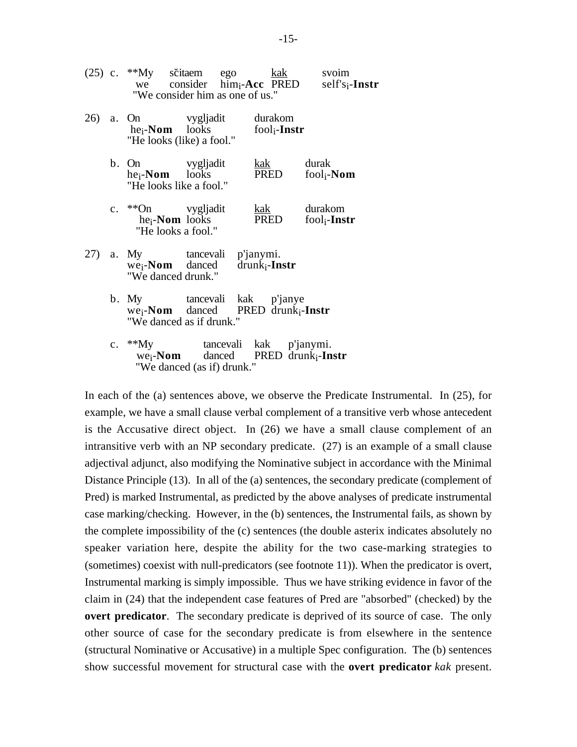(25) c. \*\*My sčitaem ego <u>kak</u> svoim
we consider him$_i$-**Acc** PRED self's$_i$-**Instr**
"We consider him as one of us."

26) a. On vygljadit durakom
he$_i$-**Nom** looks fool$_i$-**Instr**
"He looks (like) a fool."

b. On vygljadit <u>kak</u> durak
he$_i$-**Nom** looks PRED fool$_i$-**Nom**
"He looks like a fool."

c. \*\*On vygljadit <u>kak</u> durakom
he$_i$-**Nom** looks PRED fool$_i$-**Instr**
"He looks a fool."

27) a. My tancevali p'janymi.
we$_i$-**Nom** danced drunk$_i$-**Instr**
"We danced drunk."

b. My tancevali kak p'janye
we$_i$-**Nom** danced PRED drunk$_i$-**Instr**
"We danced as if drunk."

c. \*\*My tancevali kak p'janymi.
we$_i$-**Nom** danced PRED drunk$_i$-**Instr**
"We danced (as if) drunk."

In each of the (a) sentences above, we observe the Predicate Instrumental. In (25), for example, we have a small clause verbal complement of a transitive verb whose antecedent is the Accusative direct object. In (26) we have a small clause complement of an intransitive verb with an NP secondary predicate. (27) is an example of a small clause adjectival adjunct, also modifying the Nominative subject in accordance with the Minimal Distance Principle (13). In all of the (a) sentences, the secondary predicate (complement of Pred) is marked Instrumental, as predicted by the above analyses of predicate instrumental case marking/checking. However, in the (b) sentences, the Instrumental fails, as shown by the complete impossibility of the (c) sentences (the double asterix indicates absolutely no speaker variation here, despite the ability for the two case-marking strategies to (sometimes) coexist with null-predicators (see footnote 11)). When the predicator is overt, Instrumental marking is simply impossible. Thus we have striking evidence in favor of the claim in (24) that the independent case features of Pred are "absorbed" (checked) by the **overt predicator**. The secondary predicate is deprived of its source of case. The only other source of case for the secondary predicate is from elsewhere in the sentence (structural Nominative or Accusative) in a multiple Spec configuration. The (b) sentences show successful movement for structural case with the **overt predicator** *kak* present.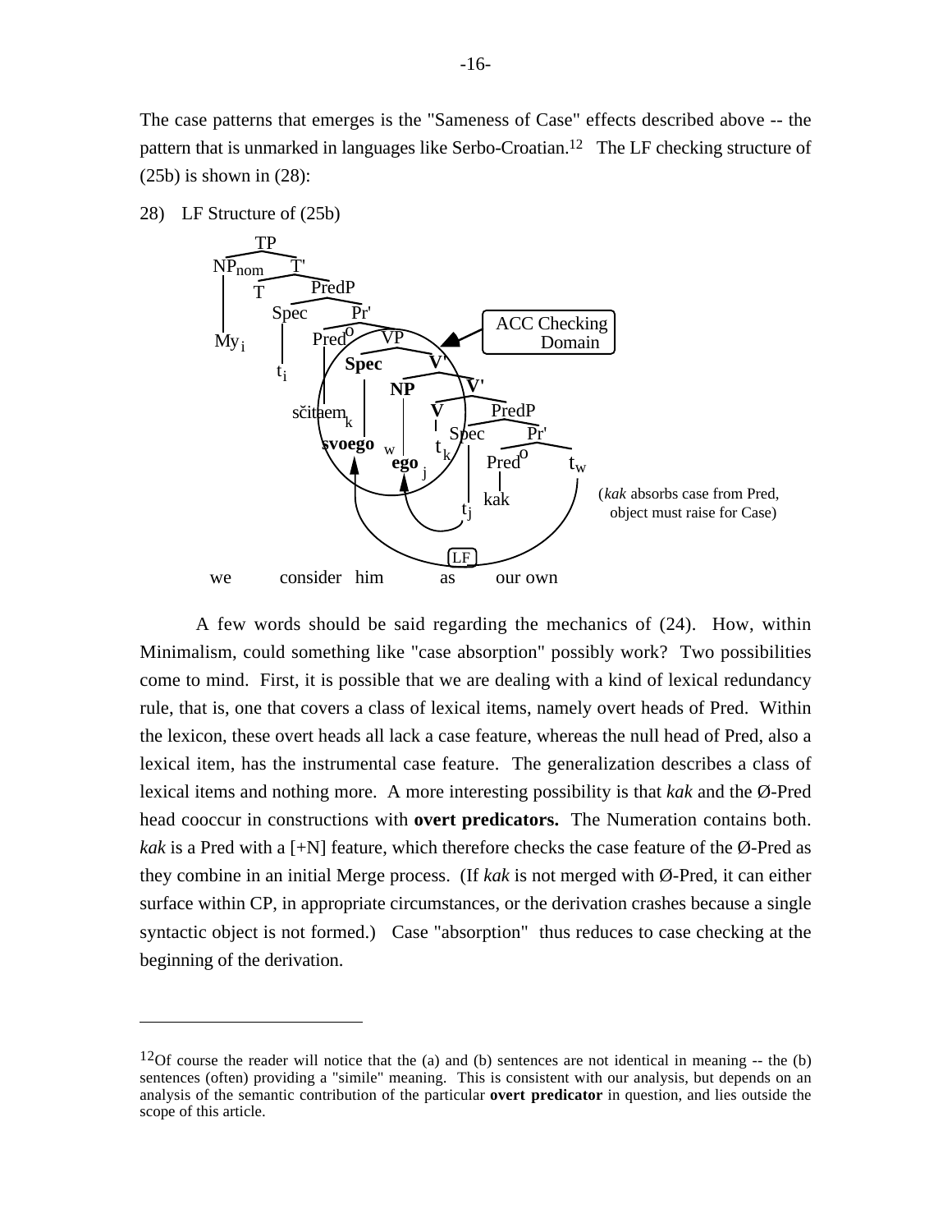The case patterns that emerges is the "Sameness of Case" effects described above -- the pattern that is unmarked in languages like Serbo-Croatian.[12] The LF checking structure of (25b) is shown in (28):

28) LF Structure of (25b)

```
TP
├── NP_nom
│     My_i
└── T'
    ├── T
    └── PredP
        ├── Spec
        │     t_i
        └── Pr'
            ├── Pred°
            │     sčitaem_k
            └── VP
                ├── Spec
                │     svoego_w
                └── V'
                    ├── NP
                    │     ego_j
                    └── V'
                        ├── V
                        │     t_k
                        └── PredP
                            ├── Spec
                            │     t_j
                            └── Pr'
                                ├── Pred°
                                │     kak
                                └── t_w

we   consider   him   as   our own
```

[ACC Checking Domain] (circled region containing Pred°, Spec of VP, and NP of V')

(*kak* absorbs case from Pred, object must raise for Case)

[LF: t_j raises to ego_j; t_w raises to svoego_w]

A few words should be said regarding the mechanics of (24). How, within Minimalism, could something like "case absorption" possibly work? Two possibilities come to mind. First, it is possible that we are dealing with a kind of lexical redundancy rule, that is, one that covers a class of lexical items, namely overt heads of Pred. Within the lexicon, these overt heads all lack a case feature, whereas the null head of Pred, also a lexical item, has the instrumental case feature. The generalization describes a class of lexical items and nothing more. A more interesting possibility is that *kak* and the Ø-Pred head cooccur in constructions with **overt predicators.** The Numeration contains both. *kak* is a Pred with a [+N] feature, which therefore checks the case feature of the Ø-Pred as they combine in an initial Merge process. (If *kak* is not merged with Ø-Pred, it can either surface within CP, in appropriate circumstances, or the derivation crashes because a single syntactic object is not formed.) Case "absorption" thus reduces to case checking at the beginning of the derivation.

---

[12] Of course the reader will notice that the (a) and (b) sentences are not identical in meaning -- the (b) sentences (often) providing a "simile" meaning. This is consistent with our analysis, but depends on an analysis of the semantic contribution of the particular **overt predicator** in question, and lies outside the scope of this article.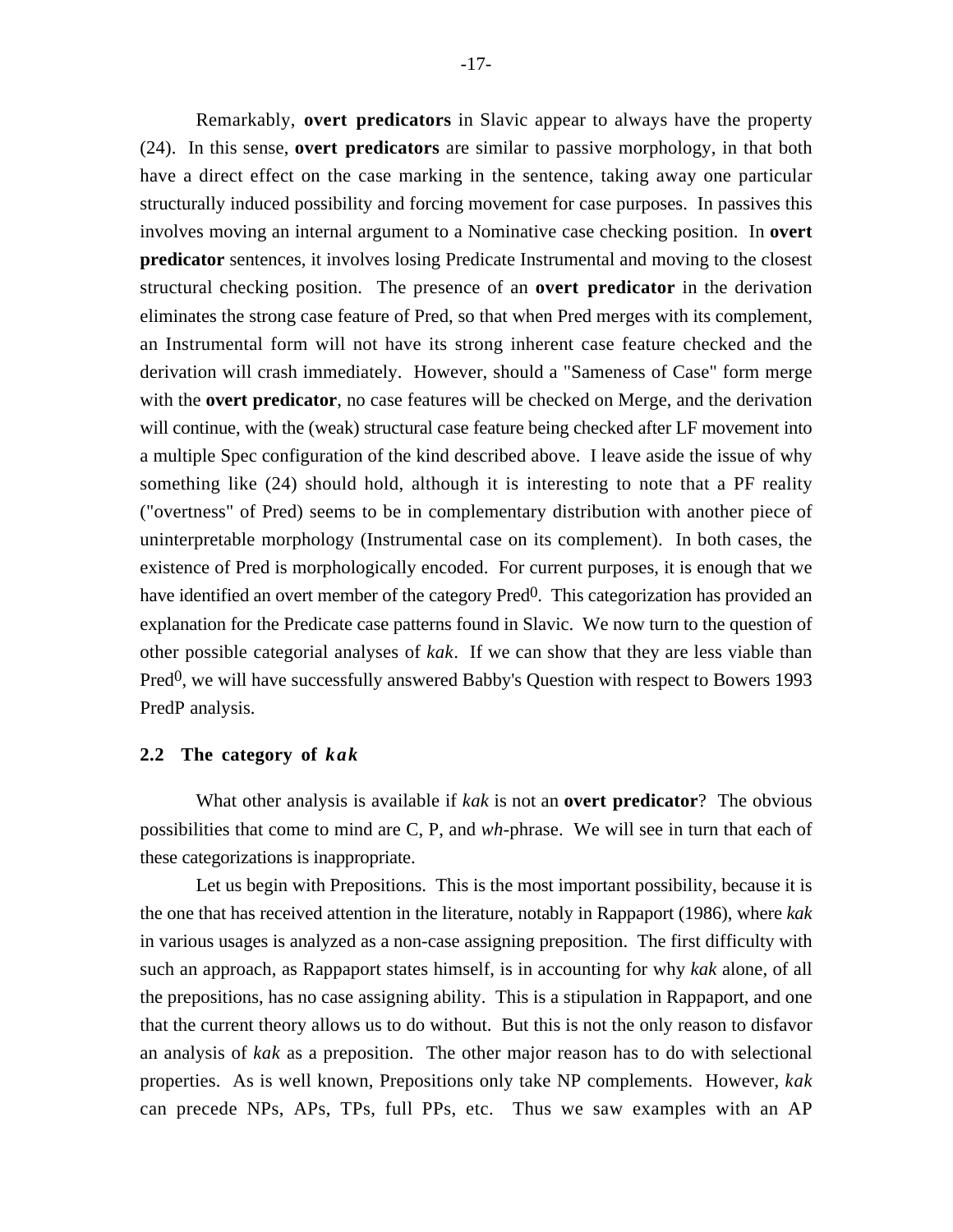Remarkably, **overt predicators** in Slavic appear to always have the property (24). In this sense, **overt predicators** are similar to passive morphology, in that both have a direct effect on the case marking in the sentence, taking away one particular structurally induced possibility and forcing movement for case purposes. In passives this involves moving an internal argument to a Nominative case checking position. In **overt predicator** sentences, it involves losing Predicate Instrumental and moving to the closest structural checking position. The presence of an **overt predicator** in the derivation eliminates the strong case feature of Pred, so that when Pred merges with its complement, an Instrumental form will not have its strong inherent case feature checked and the derivation will crash immediately. However, should a "Sameness of Case" form merge with the **overt predicator**, no case features will be checked on Merge, and the derivation will continue, with the (weak) structural case feature being checked after LF movement into a multiple Spec configuration of the kind described above. I leave aside the issue of why something like (24) should hold, although it is interesting to note that a PF reality ("overtness" of Pred) seems to be in complementary distribution with another piece of uninterpretable morphology (Instrumental case on its complement). In both cases, the existence of Pred is morphologically encoded. For current purposes, it is enough that we have identified an overt member of the category $\mathrm{Pred}^0$. This categorization has provided an explanation for the Predicate case patterns found in Slavic. We now turn to the question of other possible categorial analyses of *kak*. If we can show that they are less viable than $\mathrm{Pred}^0$, we will have successfully answered Babby's Question with respect to Bowers 1993 PredP analysis.

## 2.2 The category of *kak*

What other analysis is available if *kak* is not an **overt predicator**? The obvious possibilities that come to mind are C, P, and *wh*-phrase. We will see in turn that each of these categorizations is inappropriate.

Let us begin with Prepositions. This is the most important possibility, because it is the one that has received attention in the literature, notably in Rappaport (1986), where *kak* in various usages is analyzed as a non-case assigning preposition. The first difficulty with such an approach, as Rappaport states himself, is in accounting for why *kak* alone, of all the prepositions, has no case assigning ability. This is a stipulation in Rappaport, and one that the current theory allows us to do without. But this is not the only reason to disfavor an analysis of *kak* as a preposition. The other major reason has to do with selectional properties. As is well known, Prepositions only take NP complements. However, *kak* can precede NPs, APs, TPs, full PPs, etc. Thus we saw examples with an AP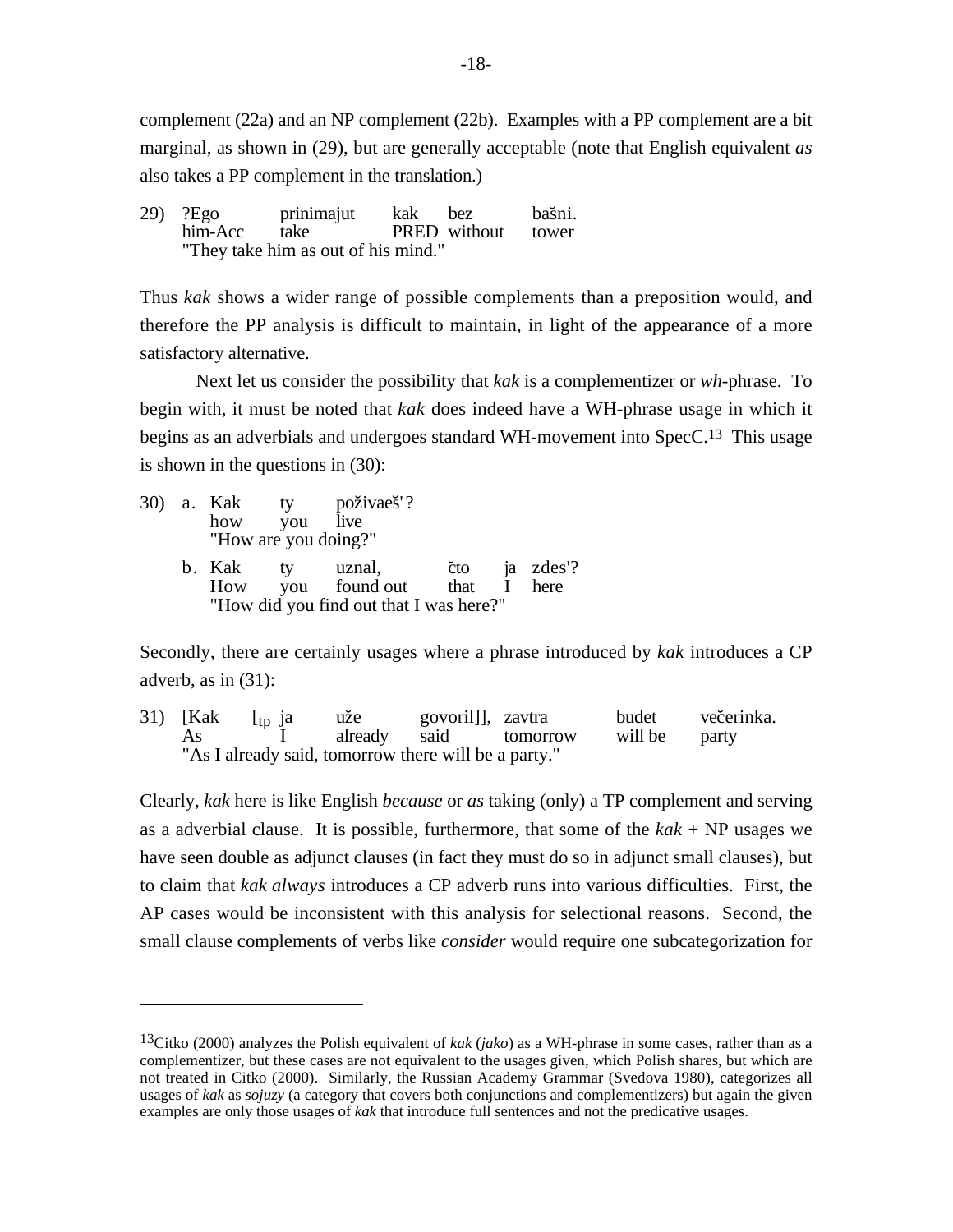complement (22a) and an NP complement (22b). Examples with a PP complement are a bit marginal, as shown in (29), but are generally acceptable (note that English equivalent *as* also takes a PP complement in the translation.)

```
29) ?Ego      prinimajut   kak    bez       bašni.
    him-Acc   take         PRED   without   tower
    "They take him as out of his mind."
```

Thus *kak* shows a wider range of possible complements than a preposition would, and therefore the PP analysis is difficult to maintain, in light of the appearance of a more satisfactory alternative.

Next let us consider the possibility that *kak* is a complementizer or *wh*-phrase. To begin with, it must be noted that *kak* does indeed have a WH-phrase usage in which it begins as an adverbials and undergoes standard WH-movement into SpecC.[13] This usage is shown in the questions in (30):

```
30) a. Kak   ty    poživaeš'?
       how   you   live
       "How are you doing?"

    b. Kak   ty    uznal,      čto    ja   zdes'?
       How   you   found out   that   I    here
       "How did you find out that I was here?"
```

Secondly, there are certainly usages where a phrase introduced by *kak* introduces a CP adverb, as in (31):

```
31) [Kak   [tp ja   uže       govoril]],  zavtra     budet     večerinka.
    As         I    already   said        tomorrow   will be   party
    "As I already said, tomorrow there will be a party."
```

Clearly, *kak* here is like English *because* or *as* taking (only) a TP complement and serving as a adverbial clause. It is possible, furthermore, that some of the *kak* + NP usages we have seen double as adjunct clauses (in fact they must do so in adjunct small clauses), but to claim that *kak always* introduces a CP adverb runs into various difficulties. First, the AP cases would be inconsistent with this analysis for selectional reasons. Second, the small clause complements of verbs like *consider* would require one subcategorization for

---

[13] Citko (2000) analyzes the Polish equivalent of *kak* (*jako*) as a WH-phrase in some cases, rather than as a complementizer, but these cases are not equivalent to the usages given, which Polish shares, but which are not treated in Citko (2000). Similarly, the Russian Academy Grammar (Svedova 1980), categorizes all usages of *kak* as *sojuzy* (a category that covers both conjunctions and complementizers) but again the given examples are only those usages of *kak* that introduce full sentences and not the predicative usages.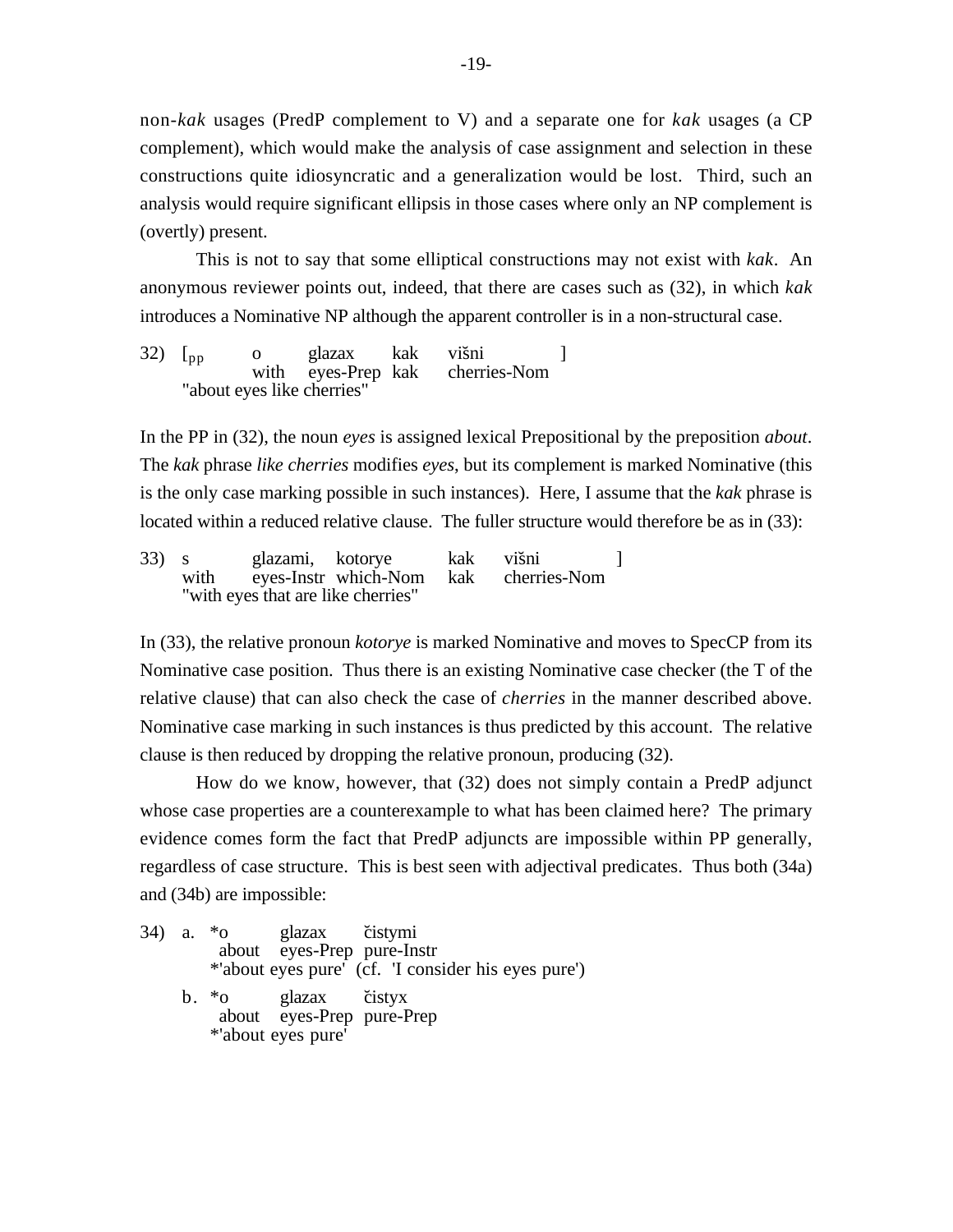non-*kak* usages (PredP complement to V) and a separate one for *kak* usages (a CP complement), which would make the analysis of case assignment and selection in these constructions quite idiosyncratic and a generalization would be lost. Third, such an analysis would require significant ellipsis in those cases where only an NP complement is (overtly) present.

This is not to say that some elliptical constructions may not exist with *kak*. An anonymous reviewer points out, indeed, that there are cases such as (32), in which *kak* introduces a Nominative NP although the apparent controller is in a non-structural case.

32) [$_{PP}$ o glazax kak višni ]
with eyes-Prep kak cherries-Nom
"about eyes like cherries"

In the PP in (32), the noun *eyes* is assigned lexical Prepositional by the preposition *about*. The *kak* phrase *like cherries* modifies *eyes*, but its complement is marked Nominative (this is the only case marking possible in such instances). Here, I assume that the *kak* phrase is located within a reduced relative clause. The fuller structure would therefore be as in (33):

33) s glazami, kotorye kak višni ]
with eyes-Instr which-Nom kak cherries-Nom
"with eyes that are like cherries"

In (33), the relative pronoun *kotorye* is marked Nominative and moves to SpecCP from its Nominative case position. Thus there is an existing Nominative case checker (the T of the relative clause) that can also check the case of *cherries* in the manner described above. Nominative case marking in such instances is thus predicted by this account. The relative clause is then reduced by dropping the relative pronoun, producing (32).

How do we know, however, that (32) does not simply contain a PredP adjunct whose case properties are a counterexample to what has been claimed here? The primary evidence comes form the fact that PredP adjuncts are impossible within PP generally, regardless of case structure. This is best seen with adjectival predicates. Thus both (34a) and (34b) are impossible:

34) a. *o glazax čistymi
about eyes-Prep pure-Instr
*'about eyes pure' (cf. 'I consider his eyes pure')

b. *o glazax čistyx
about eyes-Prep pure-Prep
*'about eyes pure'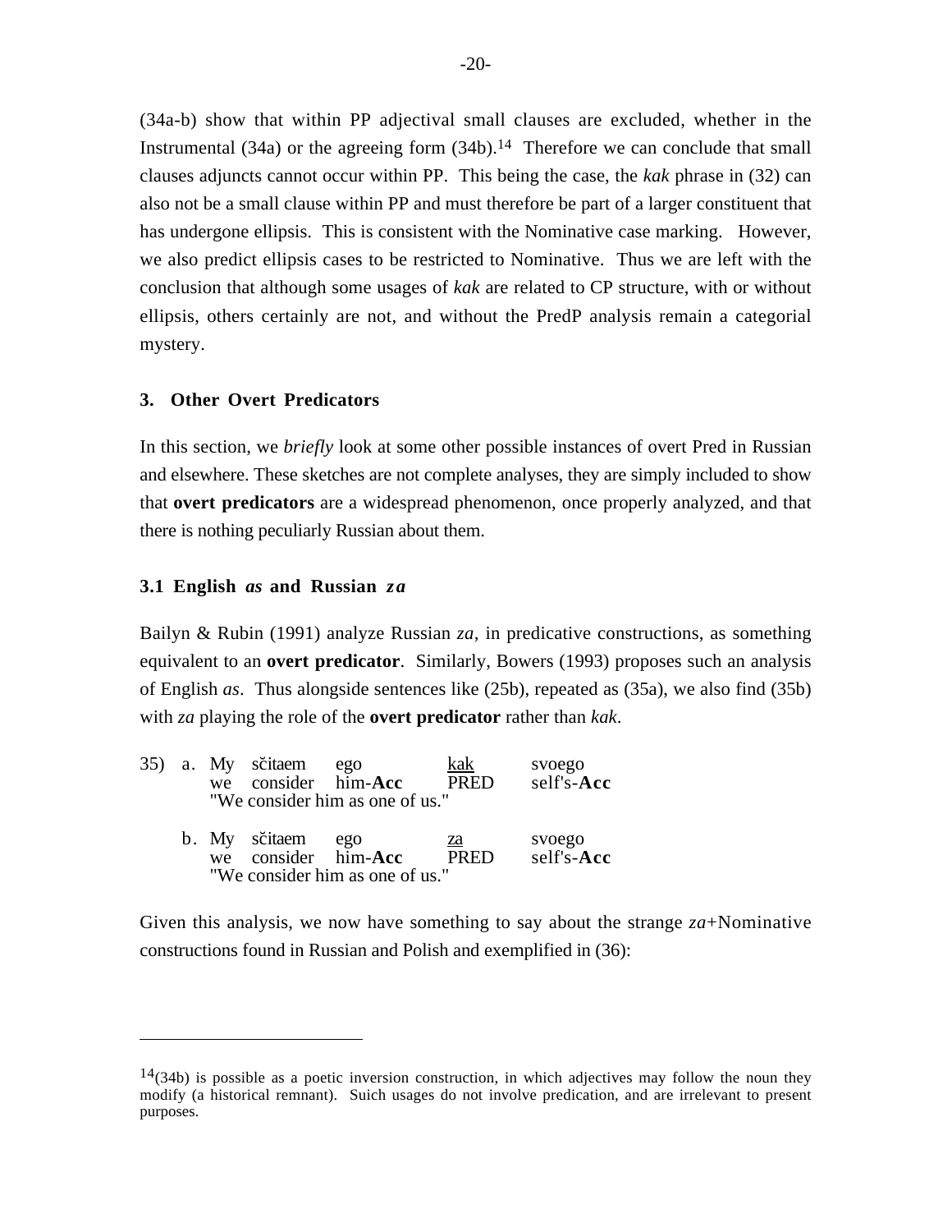(34a-b) show that within PP adjectival small clauses are excluded, whether in the Instrumental (34a) or the agreeing form (34b).[14] Therefore we can conclude that small clauses adjuncts cannot occur within PP. This being the case, the *kak* phrase in (32) can also not be a small clause within PP and must therefore be part of a larger constituent that has undergone ellipsis. This is consistent with the Nominative case marking. However, we also predict ellipsis cases to be restricted to Nominative. Thus we are left with the conclusion that although some usages of *kak* are related to CP structure, with or without ellipsis, others certainly are not, and without the PredP analysis remain a categorial mystery.

### 3. Other Overt Predicators

In this section, we *briefly* look at some other possible instances of overt Pred in Russian and elsewhere. These sketches are not complete analyses, they are simply included to show that **overt predicators** are a widespread phenomenon, once properly analyzed, and that there is nothing peculiarly Russian about them.

#### 3.1 English *as* and Russian *za*

Bailyn & Rubin (1991) analyze Russian *za*, in predicative constructions, as something equivalent to an **overt predicator**. Similarly, Bowers (1993) proposes such an analysis of English *as*. Thus alongside sentences like (25b), repeated as (35a), we also find (35b) with *za* playing the role of the **overt predicator** rather than *kak*.

35) a. My sčitaem ego <u>kak</u> svoego
we consider him-**Acc** PRED self's-**Acc**
"We consider him as one of us."

b. My sčitaem ego <u>za</u> svoego
we consider him-**Acc** PRED self's-**Acc**
"We consider him as one of us."

Given this analysis, we now have something to say about the strange *za*+Nominative constructions found in Russian and Polish and exemplified in (36):

---

[14](34b) is possible as a poetic inversion construction, in which adjectives may follow the noun they modify (a historical remnant). Such usages do not involve predication, and are irrelevant to present purposes.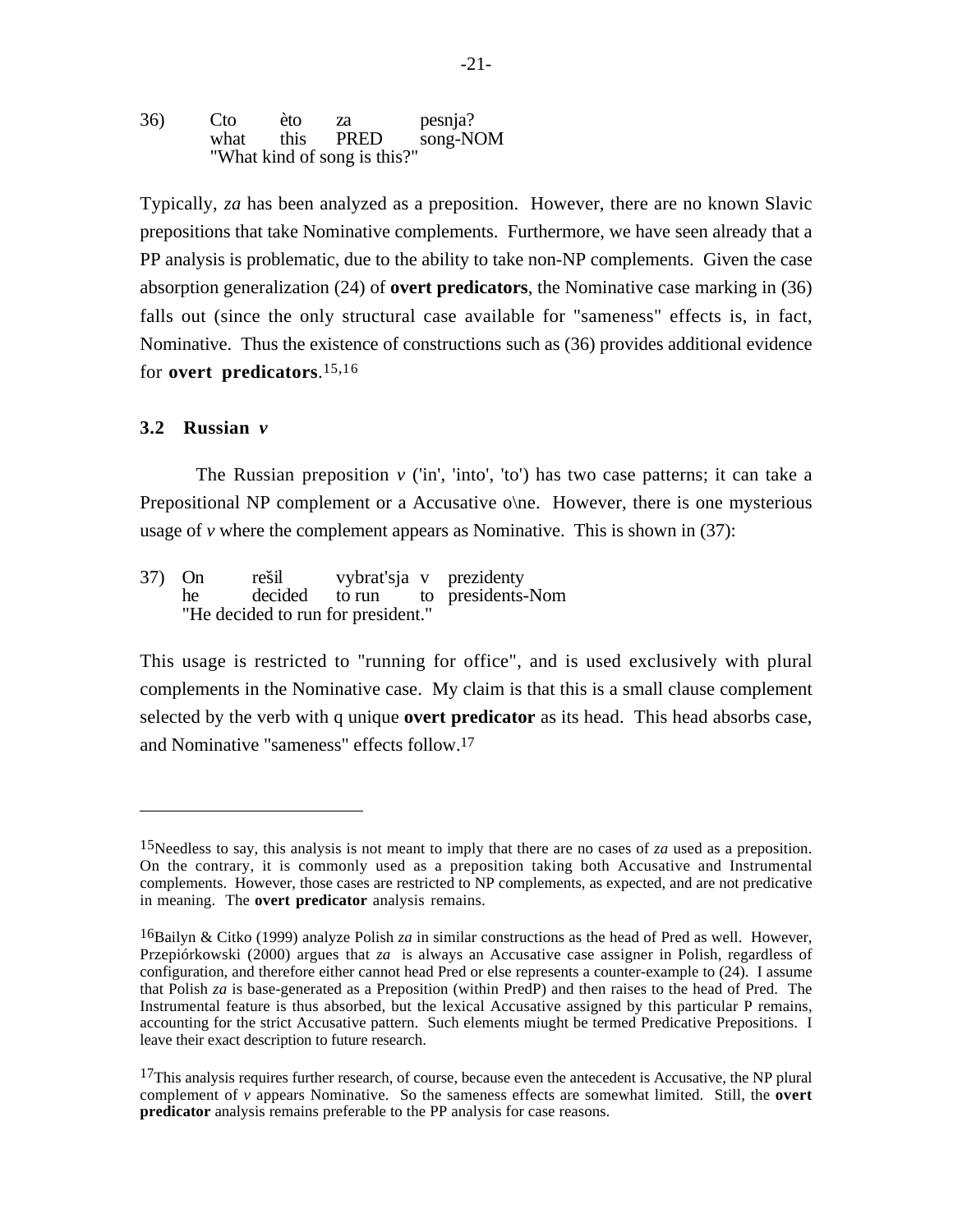36) Cto èto za pesnja?
what this PRED song-NOM
"What kind of song is this?"

Typically, *za* has been analyzed as a preposition. However, there are no known Slavic prepositions that take Nominative complements. Furthermore, we have seen already that a PP analysis is problematic, due to the ability to take non-NP complements. Given the case absorption generalization (24) of **overt predicators**, the Nominative case marking in (36) falls out (since the only structural case available for "sameness" effects is, in fact, Nominative. Thus the existence of constructions such as (36) provides additional evidence for **overt predicators**.[15,16]

### 3.2 Russian *v*

The Russian preposition *v* ('in', 'into', 'to') has two case patterns; it can take a Prepositional NP complement or a Accusative o\ne. However, there is one mysterious usage of *v* where the complement appears as Nominative. This is shown in (37):

37) On rešil vybrat'sja v prezidenty
he decided to run to presidents-Nom
"He decided to run for president."

This usage is restricted to "running for office", and is used exclusively with plural complements in the Nominative case. My claim is that this is a small clause complement selected by the verb with q unique **overt predicator** as its head. This head absorbs case, and Nominative "sameness" effects follow.[17]

---

[15]Needless to say, this analysis is not meant to imply that there are no cases of *za* used as a preposition. On the contrary, it is commonly used as a preposition taking both Accusative and Instrumental complements. However, those cases are restricted to NP complements, as expected, and are not predicative in meaning. The **overt predicator** analysis remains.

[16]Bailyn & Citko (1999) analyze Polish *za* in similar constructions as the head of Pred as well. However, Przepiórkowski (2000) argues that *za* is always an Accusative case assigner in Polish, regardless of configuration, and therefore either cannot head Pred or else represents a counter-example to (24). I assume that Polish *za* is base-generated as a Preposition (within PredP) and then raises to the head of Pred. The Instrumental feature is thus absorbed, but the lexical Accusative assigned by this particular P remains, accounting for the strict Accusative pattern. Such elements miught be termed Predicative Prepositions. I leave their exact description to future research.

[17]This analysis requires further research, of course, because even the antecedent is Accusative, the NP plural complement of *v* appears Nominative. So the sameness effects are somewhat limited. Still, the **overt predicator** analysis remains preferable to the PP analysis for case reasons.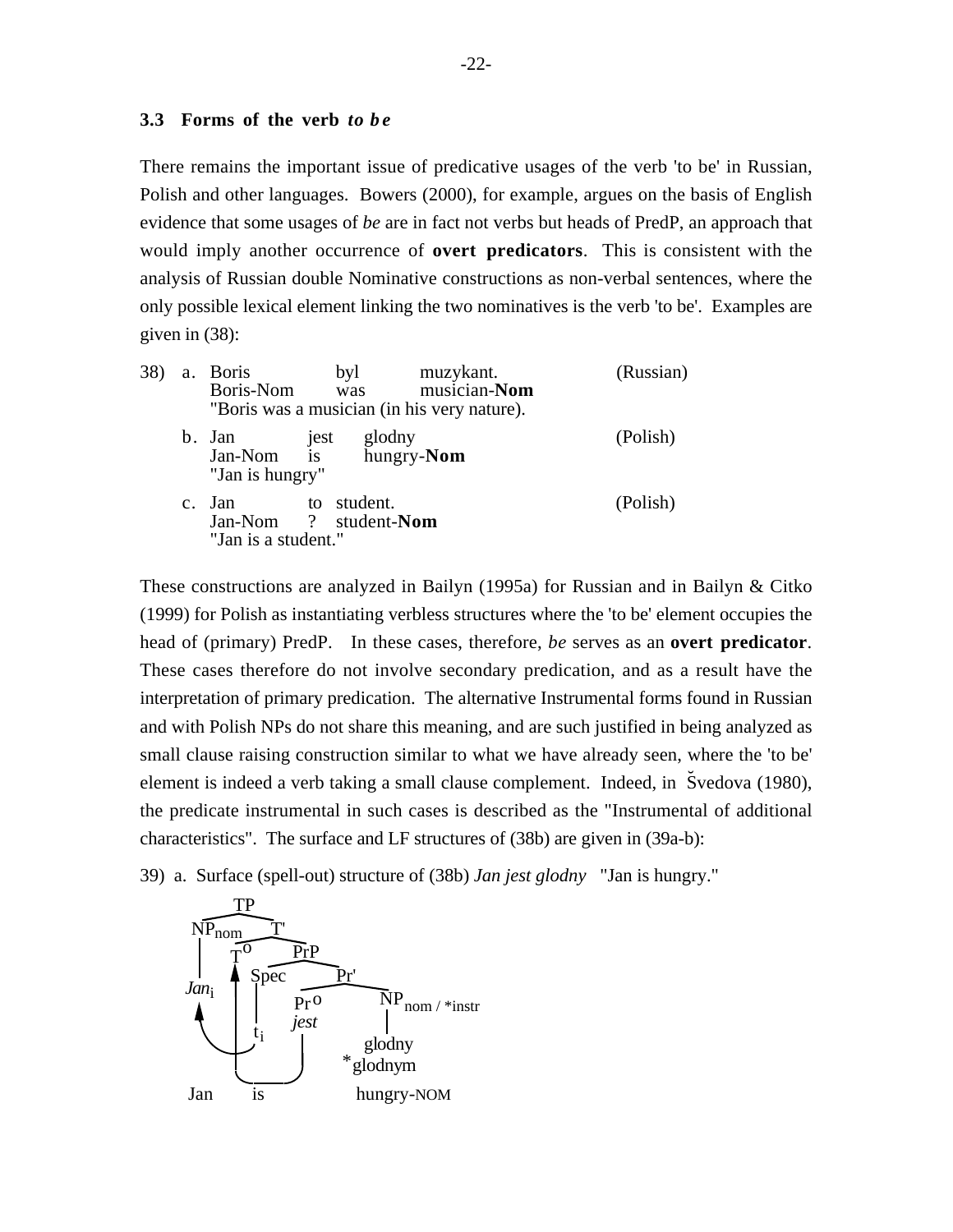### 3.3 Forms of the verb *to be*

There remains the important issue of predicative usages of the verb 'to be' in Russian, Polish and other languages. Bowers (2000), for example, argues on the basis of English evidence that some usages of *be* are in fact not verbs but heads of PredP, an approach that would imply another occurrence of **overt predicators**. This is consistent with the analysis of Russian double Nominative constructions as non-verbal sentences, where the only possible lexical element linking the two nominatives is the verb 'to be'. Examples are given in (38):

38) a. Boris byl muzykant. (Russian)
Boris-Nom was musician-**Nom**
"Boris was a musician (in his very nature).

b. Jan jest glodny (Polish)
Jan-Nom is hungry-**Nom**
"Jan is hungry"

c. Jan to student. (Polish)
Jan-Nom ? student-**Nom**
"Jan is a student."

These constructions are analyzed in Bailyn (1995a) for Russian and in Bailyn & Citko (1999) for Polish as instantiating verbless structures where the 'to be' element occupies the head of (primary) PredP. In these cases, therefore, *be* serves as an **overt predicator**. These cases therefore do not involve secondary predication, and as a result have the interpretation of primary predication. The alternative Instrumental forms found in Russian and with Polish NPs do not share this meaning, and are such justified in being analyzed as small clause raising construction similar to what we have already seen, where the 'to be' element is indeed a verb taking a small clause complement. Indeed, in Švedova (1980), the predicate instrumental in such cases is described as the "Instrumental of additional characteristics". The surface and LF structures of (38b) are given in (39a-b):

39) a. Surface (spell-out) structure of (38b) *Jan jest glodny* "Jan is hungry."

```
              TP
        ______|______
       |             |
    NP_nom           T'
       |        _____|_____
       |       |           |
     Jan_i     T°          PrP
       ^       ^      _____|_____
       |       |     |           |
       |       |    Spec          Pr'
       |       |     |       _____|_____
       |       |     |      |           |
       |_______|____ t_i    Pr°        NP_nom / *instr
               |            jest         |
               |_____________|         glodny
                                      *glodnym
    Jan        is                     hungry-NOM
```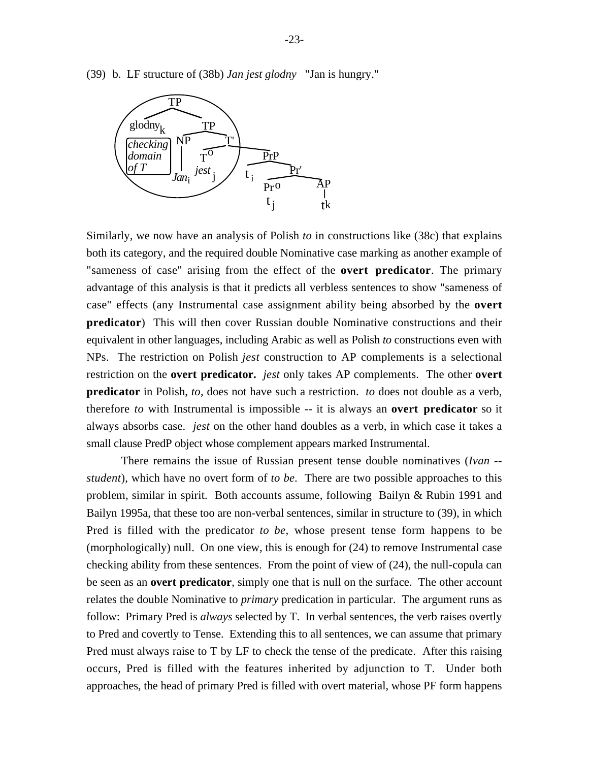(39) b. LF structure of (38b) *Jan jest glodny* "Jan is hungry."

```
[TP glodny_k [TP [NP Jan_i] [T' [T° jest_j] [PrP t_i [Pr' [Pr° t_j] [AP t_k]]]]]]

(circled region: checking domain of T)
```

Similarly, we now have an analysis of Polish *to* in constructions like (38c) that explains both its category, and the required double Nominative case marking as another example of "sameness of case" arising from the effect of the **overt predicator**. The primary advantage of this analysis is that it predicts all verbless sentences to show "sameness of case" effects (any Instrumental case assignment ability being absorbed by the **overt predicator**) This will then cover Russian double Nominative constructions and their equivalent in other languages, including Arabic as well as Polish *to* constructions even with NPs. The restriction on Polish *jest* construction to AP complements is a selectional restriction on the **overt predicator.** *jest* only takes AP complements. The other **overt predicator** in Polish, *to*, does not have such a restriction. *to* does not double as a verb, therefore *to* with Instrumental is impossible -- it is always an **overt predicator** so it always absorbs case. *jest* on the other hand doubles as a verb, in which case it takes a small clause PredP object whose complement appears marked Instrumental.

There remains the issue of Russian present tense double nominatives (*Ivan -- student*), which have no overt form of *to be.* There are two possible approaches to this problem, similar in spirit. Both accounts assume, following Bailyn & Rubin 1991 and Bailyn 1995a, that these too are non-verbal sentences, similar in structure to (39), in which Pred is filled with the predicator *to be*, whose present tense form happens to be (morphologically) null. On one view, this is enough for (24) to remove Instrumental case checking ability from these sentences. From the point of view of (24), the null-copula can be seen as an **overt predicator**, simply one that is null on the surface. The other account relates the double Nominative to *primary* predication in particular. The argument runs as follow: Primary Pred is *always* selected by T. In verbal sentences, the verb raises overtly to Pred and covertly to Tense. Extending this to all sentences, we can assume that primary Pred must always raise to T by LF to check the tense of the predicate. After this raising occurs, Pred is filled with the features inherited by adjunction to T. Under both approaches, the head of primary Pred is filled with overt material, whose PF form happens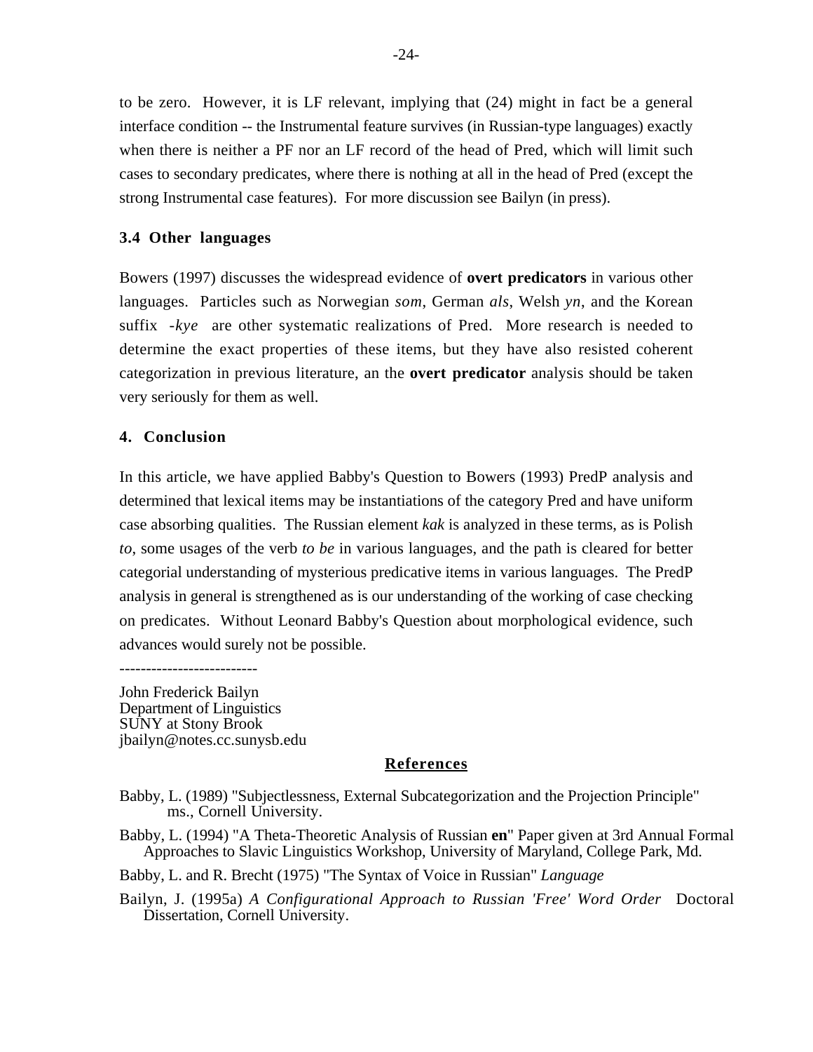to be zero. However, it is LF relevant, implying that (24) might in fact be a general interface condition -- the Instrumental feature survives (in Russian-type languages) exactly when there is neither a PF nor an LF record of the head of Pred, which will limit such cases to secondary predicates, where there is nothing at all in the head of Pred (except the strong Instrumental case features). For more discussion see Bailyn (in press).

### 3.4 Other languages

Bowers (1997) discusses the widespread evidence of **overt predicators** in various other languages. Particles such as Norwegian *som*, German *als*, Welsh *yn*, and the Korean suffix *-kye* are other systematic realizations of Pred. More research is needed to determine the exact properties of these items, but they have also resisted coherent categorization in previous literature, an the **overt predicator** analysis should be taken very seriously for them as well.

## 4. Conclusion

In this article, we have applied Babby's Question to Bowers (1993) PredP analysis and determined that lexical items may be instantiations of the category Pred and have uniform case absorbing qualities. The Russian element *kak* is analyzed in these terms, as is Polish *to*, some usages of the verb *to be* in various languages, and the path is cleared for better categorial understanding of mysterious predicative items in various languages. The PredP analysis in general is strengthened as is our understanding of the working of case checking on predicates. Without Leonard Babby's Question about morphological evidence, such advances would surely not be possible.

-------------------------

John Frederick Bailyn
Department of Linguistics
SUNY at Stony Brook
jbailyn@notes.cc.sunysb.edu

## References

Babby, L. (1989) "Subjectlessness, External Subcategorization and the Projection Principle" ms., Cornell University.

Babby, L. (1994) "A Theta-Theoretic Analysis of Russian **en**" Paper given at 3rd Annual Formal Approaches to Slavic Linguistics Workshop, University of Maryland, College Park, Md.

Babby, L. and R. Brecht (1975) "The Syntax of Voice in Russian" *Language*

Bailyn, J. (1995a) *A Configurational Approach to Russian 'Free' Word Order* Doctoral Dissertation, Cornell University.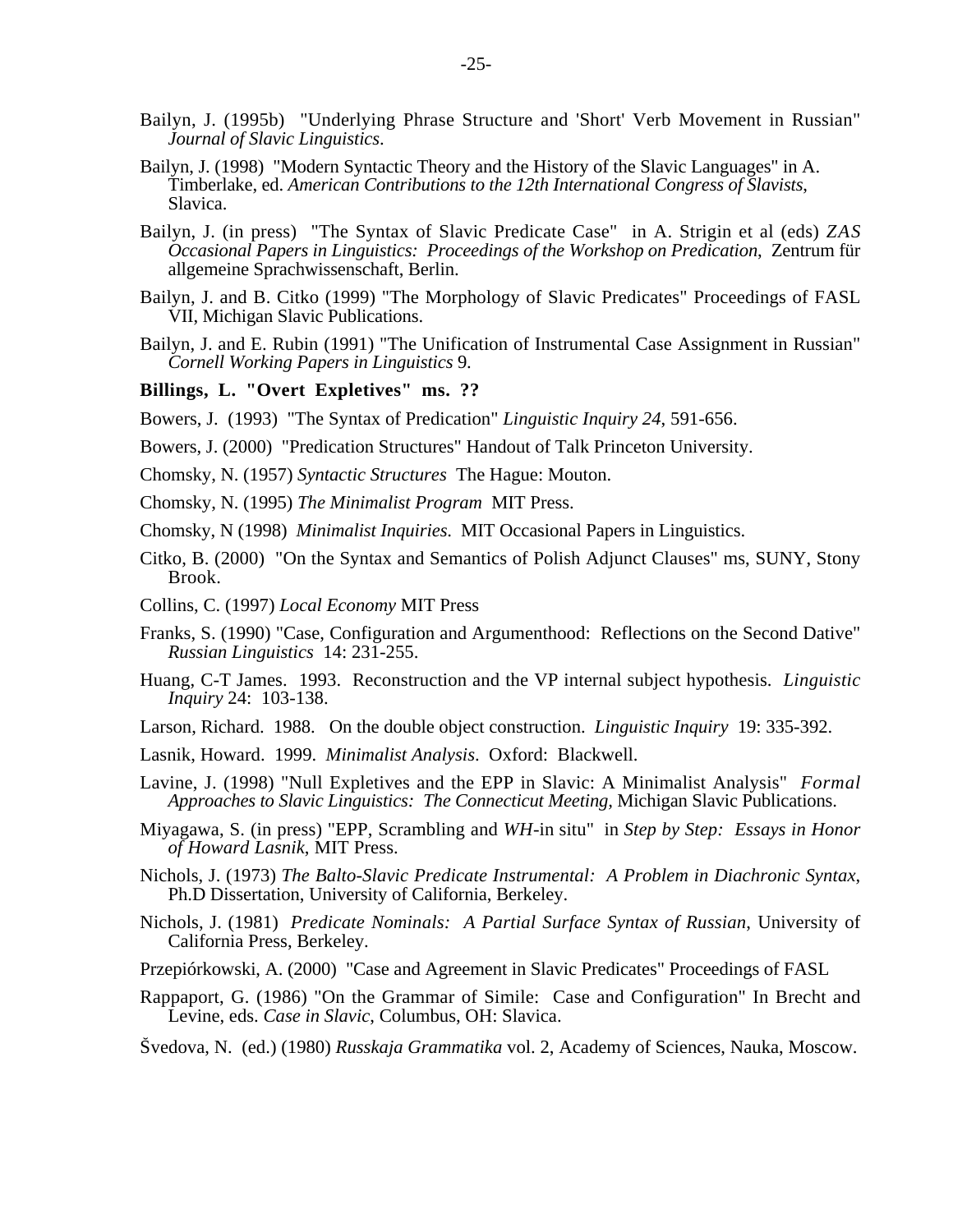Bailyn, J. (1995b) "Underlying Phrase Structure and 'Short' Verb Movement in Russian" *Journal of Slavic Linguistics*.

Bailyn, J. (1998) "Modern Syntactic Theory and the History of the Slavic Languages" in A. Timberlake, ed. *American Contributions to the 12th International Congress of Slavists*, Slavica.

Bailyn, J. (in press) "The Syntax of Slavic Predicate Case" in A. Strigin et al (eds) *ZAS Occasional Papers in Linguistics: Proceedings of the Workshop on Predication*, Zentrum für allgemeine Sprachwissenschaft, Berlin.

Bailyn, J. and B. Citko (1999) "The Morphology of Slavic Predicates" Proceedings of FASL VII, Michigan Slavic Publications.

Bailyn, J. and E. Rubin (1991) "The Unification of Instrumental Case Assignment in Russian" *Cornell Working Papers in Linguistics* 9.

**Billings, L. "Overt Expletives" ms. ??**

Bowers, J. (1993) "The Syntax of Predication" *Linguistic Inquiry 24*, 591-656.

Bowers, J. (2000) "Predication Structures" Handout of Talk Princeton University.

Chomsky, N. (1957) *Syntactic Structures* The Hague: Mouton.

Chomsky, N. (1995) *The Minimalist Program* MIT Press.

Chomsky, N (1998) *Minimalist Inquiries.* MIT Occasional Papers in Linguistics.

Citko, B. (2000) "On the Syntax and Semantics of Polish Adjunct Clauses" ms, SUNY, Stony Brook.

Collins, C. (1997) *Local Economy* MIT Press

Franks, S. (1990) "Case, Configuration and Argumenthood: Reflections on the Second Dative" *Russian Linguistics* 14: 231-255.

Huang, C-T James. 1993. Reconstruction and the VP internal subject hypothesis. *Linguistic Inquiry* 24: 103-138.

Larson, Richard. 1988. On the double object construction. *Linguistic Inquiry* 19: 335-392.

Lasnik, Howard. 1999. *Minimalist Analysis*. Oxford: Blackwell.

Lavine, J. (1998) "Null Expletives and the EPP in Slavic: A Minimalist Analysis" *Formal Approaches to Slavic Linguistics: The Connecticut Meeting*, Michigan Slavic Publications.

Miyagawa, S. (in press) "EPP, Scrambling and *WH*-in situ" in *Step by Step: Essays in Honor of Howard Lasnik*, MIT Press.

Nichols, J. (1973) *The Balto-Slavic Predicate Instrumental: A Problem in Diachronic Syntax*, Ph.D Dissertation, University of California, Berkeley.

Nichols, J. (1981) *Predicate Nominals: A Partial Surface Syntax of Russian*, University of California Press, Berkeley.

Przepiórkowski, A. (2000) "Case and Agreement in Slavic Predicates" Proceedings of FASL

Rappaport, G. (1986) "On the Grammar of Simile: Case and Configuration" In Brecht and Levine, eds. *Case in Slavic*, Columbus, OH: Slavica.

Švedova, N. (ed.) (1980) *Russkaja Grammatika* vol. 2, Academy of Sciences, Nauka, Moscow.